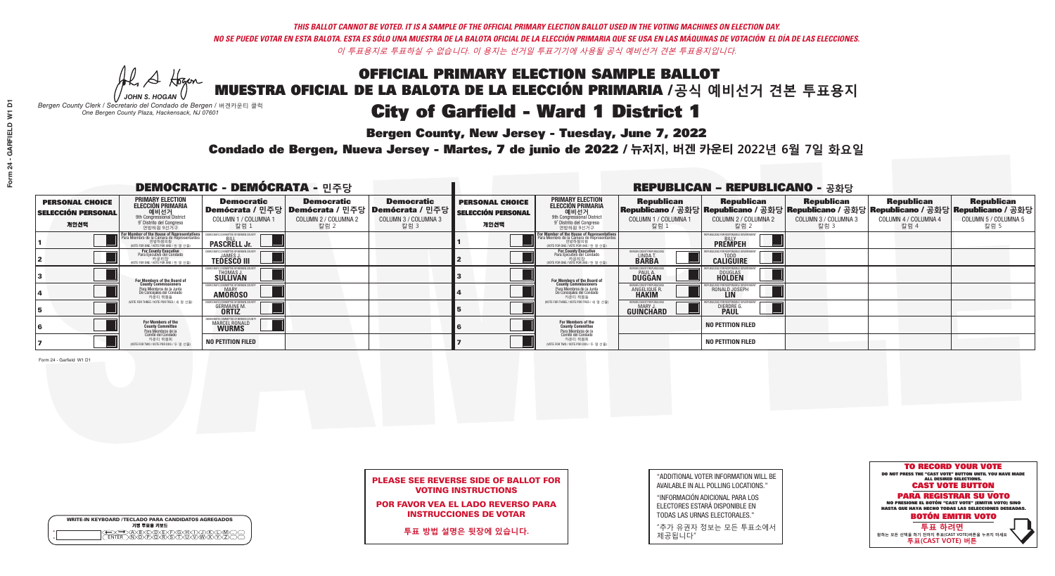*THIS BALLOT CANNOT BE VOTED. IT IS A SAMPLE OF THE OFFICIAL PRIMARY ELECTION BALLOT USED IN THE VOTING MACHINES ON ELECTION DAY.*
*NO SE PUEDE VOTAR EN ESTA BALOTA. ESTA ES SÓLO UNA MUESTRA DE LA BALOTA OFICIAL DE LA ELECCIÓN PRIMARIA QUE SE USA EN LAS MÁQUINAS DE VOTACIÓN EL DÍA DE LAS ELECCIONES.*
*이 투표용지로 투표하실 수 없습니다. 이 용지는 선거일 투표기기에 사용될 공식 예비선거 견본 투표용지입니다.*

JOHN S. HOGAN
*Bergen County Clerk / Secretario del Condado de Bergen / 버겐카운티 클럭*
*One Bergen County Plaza, Hackensack, NJ 07601*

# OFFICIAL PRIMARY ELECTION SAMPLE BALLOT
# MUESTRA OFICIAL DE LA BALOTA DE LA ELECCIÓN PRIMARIA /공식 예비선거 견본 투표용지
# City of Garfield - Ward 1 District 1

**Bergen County, New Jersey - Tuesday, June 7, 2022**

**Condado de Bergen, Nueva Jersey - Martes, 7 de junio de 2022 / 뉴저지, 버겐 카운티 2022년 6월 7일 화요일**

## DEMOCRATIC - DEMÓCRATA - 민주당

| PERSONAL CHOICE / SELECCIÓN PERSONAL / 개인선택 | PRIMARY ELECTION / ELECCIÓN PRIMARIA / 예비선거 | Democratic / Demócrata / 민주당 COLUMN 1 / COLUMNA 1 / 칼럼 1 | Democratic / Demócrata / 민주당 COLUMN 2 / COLUMNA 2 / 칼럼 2 | Democratic / Demócrata / 민주당 COLUMN 3 / COLUMNA 3 / 칼럼 3 |
|---|---|---|---|---|
| 1 | For Member of the House of Representatives / Para Miembro de la Cámara de Representantes / 연방하원의원 (VOTE FOR ONE / VOTE POR UNO / 한 명 선출) | BILL PASCRELL Jr. | | |
| 2 | For County Executive / Para Ejecutivo del Condado / 카운티장 (VOTE FOR ONE / VOTE POR UNO / 한 명 선출) | JAMES J. TEDESCO III | | |
| 3 | For Members of the Board of County Commissioners / Para Miembros de la Junta De Concejales del Condado / 카운티 위원들 (VOTE FOR THREE / VOTE POR TRES / 세 명 선출) | THOMAS J. SULLIVAN | | |
| 4 | | MARY AMOROSO | | |
| 5 | | GERMAINE M. ORTIZ | | |
| 6 | For Members of the County Committee / Para Miembros de la Comité del Condado / 카운티 위원회 (VOTE FOR TWO / VOTE POR DOS / 두 명 선출) | MARCEL RONALD WURMS | | |
| 7 | | NO PETITION FILED | | |

## REPUBLICAN - REPUBLICANO - 공화당

| PERSONAL CHOICE / SELECCIÓN PERSONAL / 개인선택 | PRIMARY ELECTION / ELECCIÓN PRIMARIA / 예비선거 | Republican / Republicano / 공화당 COLUMN 1 / COLUMNA 1 / 칼럼 1 | Republican / Republicano / 공화당 COLUMN 2 / COLUMNA 2 / 칼럼 2 | Republican / Republicano / 공화당 COLUMN 3 / COLUMNA 3 / 칼럼 3 | Republican / Republicano / 공화당 COLUMN 4 / COLUMNA 4 / 칼럼 4 | Republican / Republicano / 공화당 COLUMN 5 / COLUMNA 5 / 칼럼 5 |
|---|---|---|---|---|---|---|
| 1 | For Member of the House of Representatives / Para Miembro de la Cámara de Representantes / 연방하원의원 (VOTE FOR ONE / VOTE POR UNO / 한 명 선출) | | BILLY PREMPEH | | | |
| 2 | For County Executive / Para Ejecutivo del Condado / 카운티장 (VOTE FOR ONE / VOTE POR UNO / 한 명 선출) | LINDA T. BARBA | TODD CALIGUIRE | | | |
| 3 | For Members of the Board of County Commissioners / Para Miembros de la Junta De Concejales del Condado / 카운티 위원들 (VOTE FOR THREE / VOTE POR TRES / 세 명 선출) | PAUL A. DUGGAN | DOUGLAS HOLDEN | | | |
| 4 | | ANGELIQUE R. HAKIM | RONALD JOSEPH LIN | | | |
| 5 | | MARY J. GUINCHARD | DIERDRE G. PAUL | | | |
| 6 | For Members of the County Committee / Para Miembros de la Comité del Condado / 카운티 위원회 (VOTE FOR TWO / VOTE POR DOS / 두 명 선출) | | NO PETITION FILED | | | |
| 7 | | | NO PETITION FILED | | | |

Form 24 - Garfield W1 D1

**PLEASE SEE REVERSE SIDE OF BALLOT FOR VOTING INSTRUCTIONS**

**POR FAVOR VEA EL LADO REVERSO PARA INSTRUCCIONES DE VOTAR**

**투표 방법 설명은 뒷장에 있습니다.**

"ADDITIONAL VOTER INFORMATION WILL BE AVAILABLE IN ALL POLLING LOCATIONS."

"INFORMACIÓN ADICIONAL PARA LOS ELECTORES ESTARÁ DISPONIBLE EN TODAS LAS URNAS ELECTORALES."

"추가 유권자 정보는 모든 투표소에서 제공됩니다"

**TO RECORD YOUR VOTE**
DO NOT PRESS THE "CAST VOTE" BUTTON UNTIL YOU HAVE MADE ALL DESIRED SELECTIONS.
**CAST VOTE BUTTON**

**PARA REGISTRAR SU VOTO**
NO PRESIONE EL BOTÓN "CAST VOTE" (EMITIR VOTO) SINO HASTA QUE HAYA HECHO TODAS LAS SELECCIONES DESEADAS.
**BOTÓN EMITIR VOTO**

**투표 하려면**
원하는 모든 선택을 하기 전까지 투표(CAST VOTE)버튼을 누르지 마세요
**투표(CAST VOTE) 버튼**

WRITE-IN KEYBOARD /TECLADO PARA CANDIDATOS AGREGADOS
기명 투표용 키보드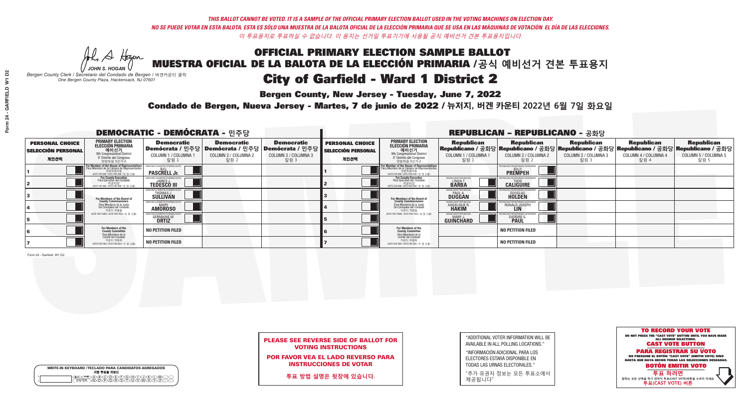*THIS BALLOT CANNOT BE VOTED. IT IS A SAMPLE OF THE OFFICIAL PRIMARY ELECTION BALLOT USED IN THE VOTING MACHINES ON ELECTION DAY.*
*NO SE PUEDE VOTAR EN ESTA BALOTA. ESTA ES SÓLO UNA MUESTRA DE LA BALOTA OFICIAL DE LA ELECCIÓN PRIMARIA QUE SE USA EN LAS MÁQUINAS DE VOTACIÓN EL DÍA DE LAS ELECCIONES.*
*이 투표용지로 투표하실 수 없습니다. 이 용지는 선거일 투표기기에 사용될 공식 예비선거 견본 투표용지입니다.*

JOHN S. HOGAN
*Bergen County Clerk / Secretario del Condado de Bergen / 버겐카운티 클럭*
*One Bergen County Plaza, Hackensack, NJ 07601*

# OFFICIAL PRIMARY ELECTION SAMPLE BALLOT
# MUESTRA OFICIAL DE LA BALOTA DE LA ELECCIÓN PRIMARIA /공식 예비선거 견본 투표용지
# City of Garfield - Ward 1 District 2

**Bergen County, New Jersey - Tuesday, June 7, 2022**

**Condado de Bergen, Nueva Jersey - Martes, 7 de junio de 2022 / 뉴저지, 버겐 카운티 2022년 6월 7일 화요일**

## DEMOCRATIC - DEMÓCRATA - 민주당

| PERSONAL CHOICE / SELECCIÓN PERSONAL / 개인선택 | PRIMARY ELECTION / ELECCIÓN PRIMARIA / 예비선거 | Democratic / Demócrata / 민주당 COLUMN 1 / COLUMNA 1 / 칼럼 1 | Democratic / Demócrata / 민주당 COLUMN 2 / COLUMNA 2 / 칼럼 2 | Democratic / Demócrata / 민주당 COLUMN 3 / COLUMNA 3 / 칼럼 3 |
|---|---|---|---|---|
| 1 | For Member of the House of Representatives / Para Miembro de la Cámara de Representantes / 연방하원의원 (VOTE FOR ONE / VOTE POR UNO / 한 명 선출) | BILL PASCRELL Jr. | | |
| 2 | For County Executive / Para Ejecutivo del Condado / 카운티장 (VOTE FOR ONE / VOTE POR UNO / 한 명 선출) | JAMES J. TEDESCO III | | |
| 3 | For Members of the Board of County Commissioners / Para Miembros de la Junta De Concejales del Condado / 카운티 위원들 (VOTE FOR THREE / VOTE POR TRES / 세 명 선출) | THOMAS J. SULLIVAN | | |
| 4 | | MARY AMOROSO | | |
| 5 | | GERMAINE M. ORTIZ | | |
| 6 | For Members of the County Committee / Para Miembros de la Comité del Condado / 카운티 위원회 (VOTE FOR TWO / VOTE POR DOS / 두 명 선출) | NO PETITION FILED | | |
| 7 | | NO PETITION FILED | | |

## REPUBLICAN - REPUBLICANO - 공화당

| PERSONAL CHOICE / SELECCIÓN PERSONAL / 개인선택 | PRIMARY ELECTION / ELECCIÓN PRIMARIA / 예비선거 | Republican / Republicano / 공화당 COLUMN 1 / COLUMNA 1 / 칼럼 1 | Republican / Republicano / 공화당 COLUMN 2 / COLUMNA 2 / 칼럼 2 | Republican / Republicano / 공화당 COLUMN 3 / COLUMNA 3 / 칼럼 3 | Republican / Republicano / 공화당 COLUMN 4 / COLUMNA 4 / 칼럼 4 | Republican / Republicano / 공화당 COLUMN 5 / COLUMNA 5 / 칼럼 5 |
|---|---|---|---|---|---|---|
| 1 | For Member of the House of Representatives / Para Miembro de la Cámara de Representantes / 연방하원의원 (VOTE FOR ONE / VOTE POR UNO / 한 명 선출) | | BILLY PREMPEH | | | |
| 2 | For County Executive / Para Ejecutivo del Condado / 카운티장 (VOTE FOR ONE / VOTE POR UNO / 한 명 선출) | LINDA T. BARBA | TODD CALIGUIRE | | | |
| 3 | For Members of the Board of County Commissioners / Para Miembros de la Junta De Concejales del Condado / 카운티 위원들 (VOTE FOR THREE / VOTE POR TRES / 세 명 선출) | PAUL A. DUGGAN | DOUGLAS HOLDEN | | | |
| 4 | | ANGELIQUE R. HAKIM | RONALD JOSEPH LIN | | | |
| 5 | | MARY J. GUINCHARD | DIERDRE G. PAUL | | | |
| 6 | For Members of the County Committee / Para Miembros de la Comité del Condado / 카운티 위원회 (VOTE FOR TWO / VOTE POR DOS / 두 명 선출) | | NO PETITION FILED | | | |
| 7 | | | NO PETITION FILED | | | |

Form 24 - Garfield W1 D2

**PLEASE SEE REVERSE SIDE OF BALLOT FOR VOTING INSTRUCTIONS**

**POR FAVOR VEA EL LADO REVERSO PARA INSTRUCCIONES DE VOTAR**

**투표 방법 설명은 뒷장에 있습니다.**

"ADDITIONAL VOTER INFORMATION WILL BE AVAILABLE IN ALL POLLING LOCATIONS."

"INFORMACIÓN ADICIONAL PARA LOS ELECTORES ESTARÁ DISPONIBLE EN TODAS LAS URNAS ELECTORALES."

"추가 유권자 정보는 모든 투표소에서 제공됩니다"

WRITE-IN KEYBOARD /TECLADO PARA CANDIDATOS AGREGADOS
기명 투표용 키보드

**TO RECORD YOUR VOTE**
DO NOT PRESS THE "CAST VOTE" BUTTON UNTIL YOU HAVE MADE ALL DESIRED SELECTIONS.
**CAST VOTE BUTTON**

**PARA REGISTRAR SU VOTO**
NO PRESIONE EL BOTÓN "CAST VOTE" (EMITIR VOTO) SINO HASTA QUE HAYA HECHO TODAS LAS SELECCIONES DESEADAS.
**BOTÓN EMITIR VOTO**

**투표 하려면**
원하는 모든 선택을 하기 전까지 투표(CAST VOTE)버튼을 누르지 마세요
**투표(CAST VOTE) 버튼**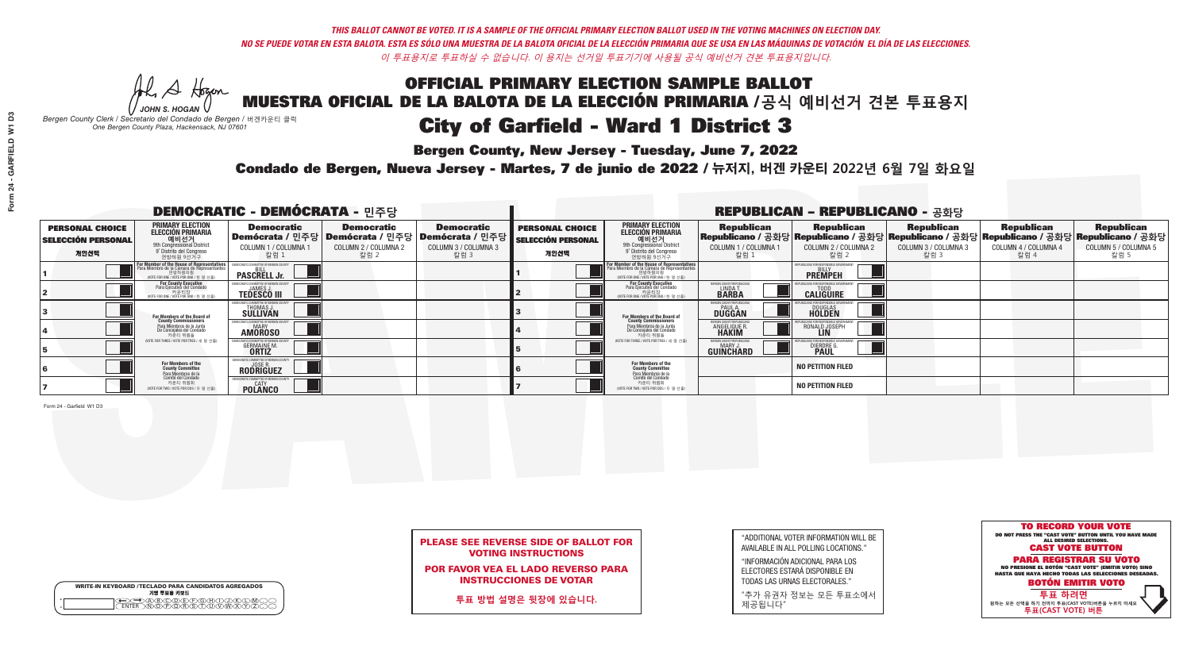*THIS BALLOT CANNOT BE VOTED. IT IS A SAMPLE OF THE OFFICIAL PRIMARY ELECTION BALLOT USED IN THE VOTING MACHINES ON ELECTION DAY.*
*NO SE PUEDE VOTAR EN ESTA BALOTA. ESTA ES SÓLO UNA MUESTRA DE LA BALOTA OFICIAL DE LA ELECCIÓN PRIMARIA QUE SE USA EN LAS MÁQUINAS DE VOTACIÓN EL DÍA DE LAS ELECCIONES.*
*이 투표용지로 투표하실 수 없습니다. 이 용지는 선거일 투표기기에 사용될 공식 예비선거 견본 투표용지입니다.*

JOHN S. HOGAN
*Bergen County Clerk / Secretario del Condado de Bergen /* 버겐카운티 클럭
*One Bergen County Plaza, Hackensack, NJ 07601*

# OFFICIAL PRIMARY ELECTION SAMPLE BALLOT
# MUESTRA OFICIAL DE LA BALOTA DE LA ELECCIÓN PRIMARIA /공식 예비선거 견본 투표용지
# City of Garfield - Ward 1 District 3

**Bergen County, New Jersey - Tuesday, June 7, 2022**

**Condado de Bergen, Nueva Jersey - Martes, 7 de junio de 2022 / 뉴저지, 버겐 카운티 2022년 6월 7일 화요일**

## DEMOCRATIC - DEMÓCRATA - 민주당

| PERSONAL CHOICE / SELECCIÓN PERSONAL / 개인선택 | PRIMARY ELECTION / ELECCIÓN PRIMARIA / 예비선거 | Democratic / Demócrata / 민주당 COLUMN 1 / COLUMNA 1 / 칼럼 1 | Democratic / Demócrata / 민주당 COLUMN 2 / COLUMNA 2 / 칼럼 2 | Democratic / Demócrata / 민주당 COLUMN 3 / COLUMNA 3 / 칼럼 3 |
|---|---|---|---|---|
| 1 | For Member of the House of Representatives / Para Miembro de la Cámara de Representantes / 연방하원의원 (VOTE FOR ONE / VOTE POR UNO / 한 명 선출) | BILL PASCRELL Jr. | | |
| 2 | For County Executive / Para Ejecutivo del Condado / 카운티장 (VOTE FOR ONE / VOTE POR UNO / 한 명 선출) | JAMES J. TEDESCO III | | |
| 3 | For Members of the Board of County Commissioners / Para Miembros de la Junta De Concejales del Condado / 카운티 위원들 (VOTE FOR THREE / VOTE POR TRES / 세 명 선출) | THOMAS J. SULLIVAN | | |
| 4 | | MARY AMOROSO | | |
| 5 | | GERMAINE M. ORTIZ | | |
| 6 | For Members of the County Committee / Para Miembros de la Comité del Condado / 카운티 위원회 (VOTE FOR TWO / VOTE POR DOS / 두 명 선출) | JOSE R. RODRIGUEZ | | |
| 7 | | CATY POLANCO | | |

## REPUBLICAN - REPUBLICANO - 공화당

| PERSONAL CHOICE / SELECCIÓN PERSONAL / 개인선택 | PRIMARY ELECTION / ELECCIÓN PRIMARIA / 예비선거 | Republican / Republicano / 공화당 COLUMN 1 / COLUMNA 1 / 칼럼 1 | Republican / Republicano / 공화당 COLUMN 2 / COLUMNA 2 / 칼럼 2 | Republican / Republicano / 공화당 COLUMN 3 / COLUMNA 3 / 칼럼 3 | Republican / Republicano / 공화당 COLUMN 4 / COLUMNA 4 / 칼럼 4 | Republican / Republicano / 공화당 COLUMN 5 / COLUMNA 5 / 칼럼 5 |
|---|---|---|---|---|---|---|
| 1 | For Member of the House of Representatives / Para Miembro de la Cámara de Representantes / 연방하원의원 (VOTE FOR ONE / VOTE POR UNO / 한 명 선출) | | BILLY PREMPEH | | | |
| 2 | For County Executive / Para Ejecutivo del Condado / 카운티장 (VOTE FOR ONE / VOTE POR UNO / 한 명 선출) | LINDA T. BARBA | TODD CALIGUIRE | | | |
| 3 | For Members of the Board of County Commissioners / Para Miembros de la Junta De Concejales del Condado / 카운티 위원들 (VOTE FOR THREE / VOTE POR TRES / 세 명 선출) | PAUL A. DUGGAN | DOUGLAS HOLDEN | | | |
| 4 | | ANGELIQUE R. HAKIM | RONALD JOSEPH LIN | | | |
| 5 | | MARY J. GUINCHARD | DIERDRE G. PAUL | | | |
| 6 | For Members of the County Committee / Para Miembros de la Comité del Condado / 카운티 위원회 (VOTE FOR TWO / VOTE POR DOS / 두 명 선출) | | NO PETITION FILED | | | |
| 7 | | | NO PETITION FILED | | | |

**PLEASE SEE REVERSE SIDE OF BALLOT FOR VOTING INSTRUCTIONS**

**POR FAVOR VEA EL LADO REVERSO PARA INSTRUCCIONES DE VOTAR**

**투표 방법 설명은 뒷장에 있습니다.**

"ADDITIONAL VOTER INFORMATION WILL BE AVAILABLE IN ALL POLLING LOCATIONS."

"INFORMACIÓN ADICIONAL PARA LOS ELECTORES ESTARÁ DISPONIBLE EN TODAS LAS URNAS ELECTORALES."

"추가 유권자 정보는 모든 투표소에서 제공됩니다"

**TO RECORD YOUR VOTE**
DO NOT PRESS THE "CAST VOTE" BUTTON UNTIL YOU HAVE MADE ALL DESIRED SELECTIONS.
**CAST VOTE BUTTON**

**PARA REGISTRAR SU VOTO**
NO PRESIONE EL BOTÓN "CAST VOTE" (EMITIR VOTO) SINO HASTA QUE HAYA HECHO TODAS LAS SELECCIONES DESEADAS.
**BOTÓN EMITIR VOTO**

**투표 하려면**
원하는 모든 선택을 하기 전까지 투표(CAST VOTE)버튼을 누르지 마세요
**투표(CAST VOTE) 버튼**

WRITE-IN KEYBOARD /TECLADO PARA CANDIDATOS AGREGADOS
기명 투표용 키보드

Form 24 - Garfield W1 D3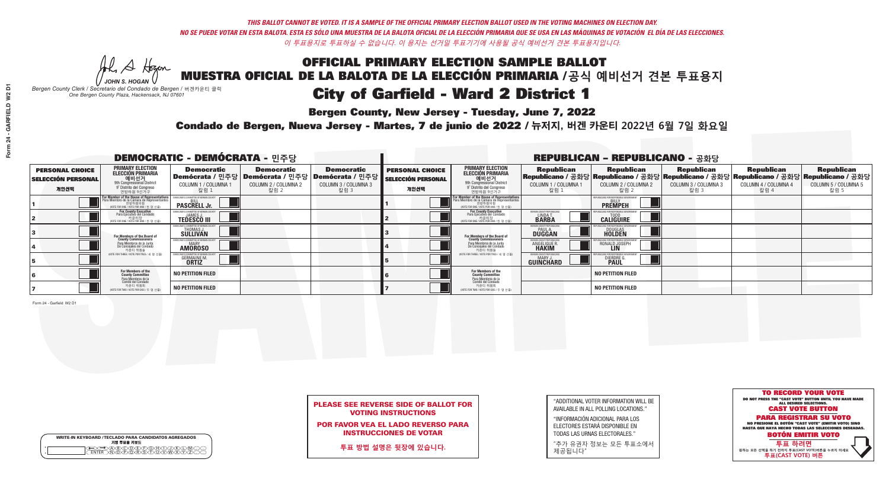*THIS BALLOT CANNOT BE VOTED. IT IS A SAMPLE OF THE OFFICIAL PRIMARY ELECTION BALLOT USED IN THE VOTING MACHINES ON ELECTION DAY.*
*NO SE PUEDE VOTAR EN ESTA BALOTA. ESTA ES SÓLO UNA MUESTRA DE LA BALOTA OFICIAL DE LA ELECCIÓN PRIMARIA QUE SE USA EN LAS MÁQUINAS DE VOTACIÓN EL DÍA DE LAS ELECCIONES.*
*이 투표용지로 투표하실 수 없습니다. 이 용지는 선거일 투표기기에 사용될 공식 예비선거 견본 투표용지입니다.*

JOHN S. HOGAN
*Bergen County Clerk / Secretario del Condado de Bergen / 버겐카운티 클럭*
*One Bergen County Plaza, Hackensack, NJ 07601*

# OFFICIAL PRIMARY ELECTION SAMPLE BALLOT
# MUESTRA OFICIAL DE LA BALOTA DE LA ELECCIÓN PRIMARIA /공식 예비선거 견본 투표용지
# City of Garfield - Ward 2 District 1

**Bergen County, New Jersey - Tuesday, June 7, 2022**

**Condado de Bergen, Nueva Jersey - Martes, 7 de junio de 2022 / 뉴저지, 버겐 카운티 2022년 6월 7일 화요일**

## DEMOCRATIC - DEMÓCRATA - 민주당

| PERSONAL CHOICE / SELECCIÓN PERSONAL / 개인선택 | PRIMARY ELECTION / ELECCIÓN PRIMARIA / 예비선거 / 9th Congressional District / 9° Distrito del Congreso / 연방하원 9선거구 | Democratic / Demócrata / 민주당 COLUMN 1 / COLUMNA 1 / 칼럼 1 | Democratic / Demócrata / 민주당 COLUMN 2 / COLUMNA 2 / 칼럼 2 | Democratic / Demócrata / 민주당 COLUMN 3 / COLUMNA 3 / 칼럼 3 |
|---|---|---|---|---|
| 1 | For Member of the House of Representatives / Para Miembro de la Cámara de Representantes / 연방하원의원 (VOTE FOR ONE / VOTE POR UNO / 한 명 선출) | BILL PASCRELL Jr. | | |
| 2 | For County Executive / Para Ejecutivo del Condado / 카운티장 (VOTE FOR ONE / VOTE POR UNO / 한 명 선출) | JAMES J. TEDESCO III | | |
| 3 | For Members of the Board of County Commissioners / Para Miembros de la Junta De Concejales del Condado / 카운티 위원들 (VOTE FOR THREE / VOTE POR TRES / 세 명 선출) | THOMAS J. SULLIVAN | | |
| 4 | | MARY AMOROSO | | |
| 5 | | GERMAINE M. ORTIZ | | |
| 6 | For Members of the County Committee / Para Miembros de la Comité del Condado / 카운티 위원회 (VOTE FOR TWO / VOTE POR DOS / 두 명 선출) | NO PETITION FILED | | |
| 7 | | NO PETITION FILED | | |

## REPUBLICAN - REPUBLICANO - 공화당

| PERSONAL CHOICE / SELECCIÓN PERSONAL / 개인선택 | PRIMARY ELECTION / ELECCIÓN PRIMARIA / 예비선거 / 9th Congressional District / 9° Distrito del Congreso / 연방하원 9선거구 | Republican / Republicano / 공화당 COLUMN 1 / COLUMNA 1 / 칼럼 1 | Republican / Republicano / 공화당 COLUMN 2 / COLUMNA 2 / 칼럼 2 | Republican / Republicano / 공화당 COLUMN 3 / COLUMNA 3 / 칼럼 3 | Republican / Republicano / 공화당 COLUMN 4 / COLUMNA 4 / 칼럼 4 | Republican / Republicano / 공화당 COLUMN 5 / COLUMNA 5 / 칼럼 5 |
|---|---|---|---|---|---|---|
| 1 | For Member of the House of Representatives / Para Miembro de la Cámara de Representantes / 연방하원의원 (VOTE FOR ONE / VOTE POR UNO / 한 명 선출) | | BILLY PREMPEH | | | |
| 2 | For County Executive / Para Ejecutivo del Condado / 카운티장 (VOTE FOR ONE / VOTE POR UNO / 한 명 선출) | LINDA T. BARBA | TODD CALIGUIRE | | | |
| 3 | For Members of the Board of County Commissioners / Para Miembros de la Junta De Concejales del Condado / 카운티 위원들 (VOTE FOR THREE / VOTE POR TRES / 세 명 선출) | PAUL A. DUGGAN | DOUGLAS HOLDEN | | | |
| 4 | | ANGELIQUE R. HAKIM | RONALD JOSEPH LIN | | | |
| 5 | | MARY J. GUINCHARD | DIERDRE G. PAUL | | | |
| 6 | For Members of the County Committee / Para Miembros de la Comité del Condado / 카운티 위원회 (VOTE FOR TWO / VOTE POR DOS / 두 명 선출) | | NO PETITION FILED | | | |
| 7 | | | NO PETITION FILED | | | |

Form 24 - Garfield W2 D1

**PLEASE SEE REVERSE SIDE OF BALLOT FOR VOTING INSTRUCTIONS**

**POR FAVOR VEA EL LADO REVERSO PARA INSTRUCCIONES DE VOTAR**

**투표 방법 설명은 뒷장에 있습니다.**

"ADDITIONAL VOTER INFORMATION WILL BE AVAILABLE IN ALL POLLING LOCATIONS."

"INFORMACIÓN ADICIONAL PARA LOS ELECTORES ESTARÁ DISPONIBLE EN TODAS LAS URNAS ELECTORALES."

"추가 유권자 정보는 모든 투표소에서 제공됩니다"

WRITE-IN KEYBOARD /TECLADO PARA CANDIDATOS AGREGADOS
기명 투표용 키보드

**TO RECORD YOUR VOTE**
DO NOT PRESS THE "CAST VOTE" BUTTON UNTIL YOU HAVE MADE ALL DESIRED SELECTIONS.
**CAST VOTE BUTTON**

**PARA REGISTRAR SU VOTO**
NO PRESIONE EL BOTÓN "CAST VOTE" (EMITIR VOTO) SINO HASTA QUE HAYA HECHO TODAS LAS SELECCIONES DESEADAS.
**BOTÓN EMITIR VOTO**

**투표 하려면**
원하는 모든 선택을 하기 전까지 투표(CAST VOTE)버튼을 누르지 마세요.
**투표(CAST VOTE) 버튼**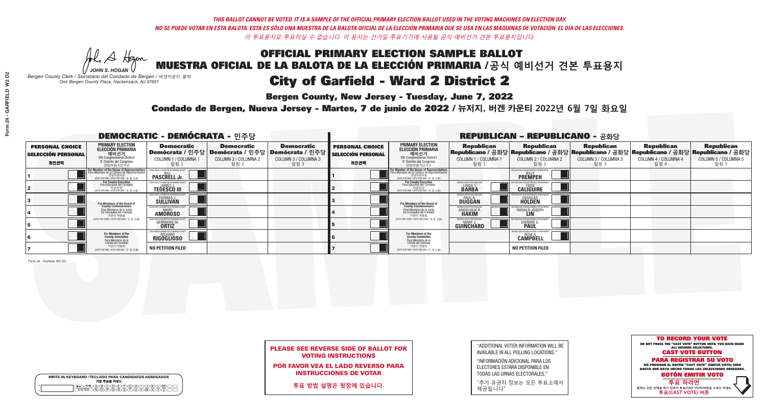*THIS BALLOT CANNOT BE VOTED. IT IS A SAMPLE OF THE OFFICIAL PRIMARY ELECTION BALLOT USED IN THE VOTING MACHINES ON ELECTION DAY.*
*NO SE PUEDE VOTAR EN ESTA BALOTA. ESTA ES SÓLO UNA MUESTRA DE LA BALOTA OFICIAL DE LA ELECCIÓN PRIMARIA QUE SE USA EN LAS MÁQUINAS DE VOTACIÓN EL DÍA DE LAS ELECCIONES.*
*이 투표용지로 투표하실 수 없습니다. 이 용지는 선거일 투표기기에 사용될 공식 예비선거 견본 투표용지입니다.*

JOHN S. HOGAN
*Bergen County Clerk / Secretario del Condado de Bergen / 버겐카운티 클럭*
*One Bergen County Plaza, Hackensack, NJ 07601*

# OFFICIAL PRIMARY ELECTION SAMPLE BALLOT
# MUESTRA OFICIAL DE LA BALOTA DE LA ELECCIÓN PRIMARIA /공식 예비선거 견본 투표용지
# City of Garfield - Ward 2 District 2

**Bergen County, New Jersey - Tuesday, June 7, 2022**
**Condado de Bergen, Nueva Jersey - Martes, 7 de junio de 2022 / 뉴저지, 버겐 카운티 2022년 6월 7일 화요일**

## DEMOCRATIC - DEMÓCRATA - 민주당

| PERSONAL CHOICE / SELECCIÓN PERSONAL / 개인선택 | PRIMARY ELECTION / ELECCIÓN PRIMARIA / 예비선거 | Democratic / Demócrata / 민주당 COLUMN 1 / COLUMNA 1 / 칼럼 1 | Democratic / Demócrata / 민주당 COLUMN 2 / COLUMNA 2 / 칼럼 2 | Democratic / Demócrata / 민주당 COLUMN 3 / COLUMNA 3 / 칼럼 3 |
|---|---|---|---|---|
| 1 | For Member of the House of Representatives / Para Miembro de la Cámara de Representantes / 연방하원의원 (9th Congressional District / 9° Distrito del Congreso / 연방하원 9선거구) (VOTE FOR ONE / VOTE POR UNO / 한 명 선출) | BILL PASCRELL Jr. | | |
| 2 | For County Executive / Para Ejecutivo del Condado / 카운티장 (VOTE FOR ONE / VOTE POR UNO / 한 명 선출) | JAMES J. TEDESCO III | | |
| 3 | For Members of the Board of County Commissioners / Para Miembros de la Junta De Concejales del Condado / 카운티 위원들 (VOTE FOR THREE / VOTE POR TRES / 세 명 선출) | THOMAS J. SULLIVAN | | |
| 4 | | MARY AMOROSO | | |
| 5 | | GERMAINE M. ORTIZ | | |
| 6 | For Members of the County Committee / Para Miembros de la Comité del Condado / 카운티 위원회 (VOTE FOR TWO / VOTE POR DOS / 두 명 선출) | RICHARD RIGOGLIOSO | | |
| 7 | | NO PETITION FILED | | |

## REPUBLICAN - REPUBLICANO - 공화당

| PERSONAL CHOICE / SELECCIÓN PERSONAL / 개인선택 | PRIMARY ELECTION / ELECCIÓN PRIMARIA / 예비선거 | Republican / Republicano / 공화당 COLUMN 1 / COLUMNA 1 / 칼럼 1 | Republican / Republicano / 공화당 COLUMN 2 / COLUMNA 2 / 칼럼 2 | Republican / Republicano / 공화당 COLUMN 3 / COLUMNA 3 / 칼럼 3 | Republican / Republicano / 공화당 COLUMN 4 / COLUMNA 4 / 칼럼 4 | Republican / Republicano / 공화당 COLUMN 5 / COLUMNA 5 / 칼럼 5 |
|---|---|---|---|---|---|---|
| 1 | For Member of the House of Representatives / Para Miembro de la Cámara de Representantes / 연방하원의원 (9th Congressional District / 9° Distrito del Congreso / 연방하원 9선거구) (VOTE FOR ONE / VOTE POR UNO / 한 명 선출) | | BILLY PREMPEH | | | |
| 2 | For County Executive / Para Ejecutivo del Condado / 카운티장 (VOTE FOR ONE / VOTE POR UNO / 한 명 선출) | LINDA T. BARBA | TODD CALIGUIRE | | | |
| 3 | For Members of the Board of County Commissioners / Para Miembros de la Junta De Concejales del Condado / 카운티 위원들 (VOTE FOR THREE / VOTE POR TRES / 세 명 선출) | PAUL A. DUGGAN | DOUGLAS HOLDEN | | | |
| 4 | | ANGELIQUE R. HAKIM | RONALD JOSEPH LIN | | | |
| 5 | | MARY J. GUINCHARD | DIERDRE G. PAUL | | | |
| 6 | For Members of the County Committee / Para Miembros de la Comité del Condado / 카운티 위원회 (VOTE FOR TWO / VOTE POR DOS / 두 명 선출) | | RENE A. CAMPBELL | | | |
| 7 | | | NO PETITION FILED | | | |

Form 24 - Garfield W2 D2

**PLEASE SEE REVERSE SIDE OF BALLOT FOR VOTING INSTRUCTIONS**
**POR FAVOR VEA EL LADO REVERSO PARA INSTRUCCIONES DE VOTAR**
**투표 방법 설명은 뒷장에 있습니다.**

"ADDITIONAL VOTER INFORMATION WILL BE AVAILABLE IN ALL POLLING LOCATIONS."
"INFORMACIÓN ADICIONAL PARA LOS ELECTORES ESTARÁ DISPONIBLE EN TODAS LAS URNAS ELECTORALES."
"추가 유권자 정보는 모든 투표소에서 제공됩니다"

WRITE-IN KEYBOARD /TECLADO PARA CANDIDATOS AGREGADOS
기명 투표용 키보드

**TO RECORD YOUR VOTE**
DO NOT PRESS THE "CAST VOTE" BUTTON UNTIL YOU HAVE MADE ALL DESIRED SELECTIONS.
**CAST VOTE BUTTON**
**PARA REGISTRAR SU VOTO**
NO PRESIONE EL BOTÓN "CAST VOTE" (EMITIR VOTO) SINO HASTA QUE HAYA HECHO TODAS LAS SELECCIONES DESEADAS.
**BOTÓN EMITIR VOTO**
**투표 하려면**
원하는 모든 선택을 하기 전까지 투표(CAST VOTE)버튼을 누르지 마세요.
**투표(CAST VOTE) 버튼**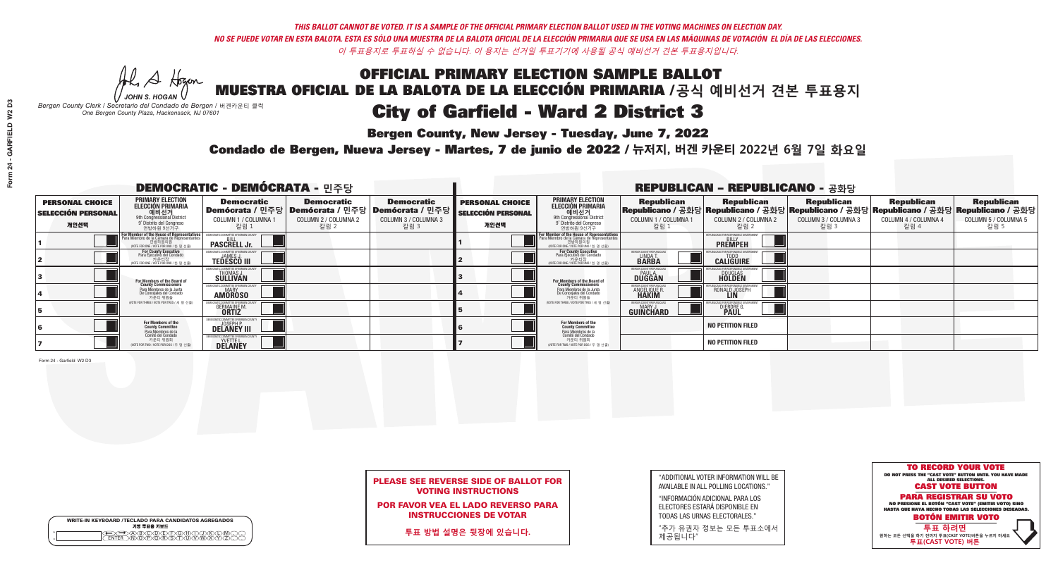*THIS BALLOT CANNOT BE VOTED. IT IS A SAMPLE OF THE OFFICIAL PRIMARY ELECTION BALLOT USED IN THE VOTING MACHINES ON ELECTION DAY.*
*NO SE PUEDE VOTAR EN ESTA BALOTA. ESTA ES SÓLO UNA MUESTRA DE LA BALOTA OFICIAL DE LA ELECCIÓN PRIMARIA QUE SE USA EN LAS MÁQUINAS DE VOTACIÓN EL DÍA DE LAS ELECCIONES.*
*이 투표용지로 투표하실 수 없습니다. 이 용지는 선거일 투표기기에 사용될 공식 예비선거 견본 투표용지입니다.*

JOHN S. HOGAN
*Bergen County Clerk / Secretario del Condado de Bergen / 버겐카운티 클럭*
*One Bergen County Plaza, Hackensack, NJ 07601*

# OFFICIAL PRIMARY ELECTION SAMPLE BALLOT
# MUESTRA OFICIAL DE LA BALOTA DE LA ELECCIÓN PRIMARIA /공식 예비선거 견본 투표용지
# City of Garfield - Ward 2 District 3

**Bergen County, New Jersey - Tuesday, June 7, 2022**

**Condado de Bergen, Nueva Jersey - Martes, 7 de junio de 2022 / 뉴저지, 버겐 카운티 2022년 6월 7일 화요일**

## DEMOCRATIC - DEMÓCRATA - 민주당

| PERSONAL CHOICE / SELECCIÓN PERSONAL / 개인선택 | PRIMARY ELECTION / ELECCIÓN PRIMARIA / 예비선거 / 9th Congressional District / 9° Distrito del Congreso / 연방하원 9선거구 | Democratic / Demócrata / 민주당 COLUMN 1 / COLUMNA 1 / 칼럼 1 | Democratic / Demócrata / 민주당 COLUMN 2 / COLUMNA 2 / 칼럼 2 | Democratic / Demócrata / 민주당 COLUMN 3 / COLUMNA 3 / 칼럼 3 |
|---|---|---|---|---|
| 1 | For Member of the House of Representatives / Para Miembro de la Cámara de Representantes / 연방하원의원 (VOTE FOR ONE / VOTE POR UNO / 한 명 선출) | BILL PASCRELL Jr. | | |
| 2 | For County Executive / Para Ejecutivo del Condado / 카운티장 (VOTE FOR ONE / VOTE POR UNO / 한 명 선출) | JAMES J. TEDESCO III | | |
| 3 | For Members of the Board of County Commissioners / Para Miembros de la Junta De Concejales del Condado / 카운티 위원들 (VOTE FOR THREE / VOTE POR TRES / 세 명 선출) | THOMAS J. SULLIVAN | | |
| 4 | | MARY AMOROSO | | |
| 5 | | GERMAINE M. ORTIZ | | |
| 6 | For Members of the County Committee / Para Miembros de la Comité del Condado / 카운티 위원회 (VOTE FOR TWO / VOTE POR DOS / 두 명 선출) | JOSEPH P. DELANEY III | | |
| 7 | | YVETTE L. DELANEY | | |

## REPUBLICAN - REPUBLICANO - 공화당

| PERSONAL CHOICE / SELECCIÓN PERSONAL / 개인선택 | PRIMARY ELECTION / ELECCIÓN PRIMARIA / 예비선거 / 9th Congressional District / 9° Distrito del Congreso / 연방하원 9선거구 | Republican / Republicano / 공화당 COLUMN 1 / COLUMNA 1 / 칼럼 1 | Republican / Republicano / 공화당 COLUMN 2 / COLUMNA 2 / 칼럼 2 | Republican / Republicano / 공화당 COLUMN 3 / COLUMNA 3 / 칼럼 3 | Republican / Republicano / 공화당 COLUMN 4 / COLUMNA 4 / 칼럼 4 | Republican / Republicano / 공화당 COLUMN 5 / COLUMNA 5 / 칼럼 5 |
|---|---|---|---|---|---|---|
| 1 | For Member of the House of Representatives / Para Miembro de la Cámara de Representantes / 연방하원의원 (VOTE FOR ONE / VOTE POR UNO / 한 명 선출) | | BILLY PREMPEH | | | |
| 2 | For County Executive / Para Ejecutivo del Condado / 카운티장 (VOTE FOR ONE / VOTE POR UNO / 한 명 선출) | LINDA T. BARBA | TODD CALIGUIRE | | | |
| 3 | For Members of the Board of County Commissioners / Para Miembros de la Junta De Concejales del Condado / 카운티 위원들 (VOTE FOR THREE / VOTE POR TRES / 세 명 선출) | PAUL A. DUGGAN | DOUGLAS HOLDEN | | | |
| 4 | | ANGELIQUE R. HAKIM | RONALD JOSEPH LIN | | | |
| 5 | | MARY J. GUINCHARD | DIERDRE G. PAUL | | | |
| 6 | For Members of the County Committee / Para Miembros de la Comité del Condado / 카운티 위원회 (VOTE FOR TWO / VOTE POR DOS / 두 명 선출) | | NO PETITION FILED | | | |
| 7 | | | NO PETITION FILED | | | |

Form 24 - Garfield W2 D3

**PLEASE SEE REVERSE SIDE OF BALLOT FOR VOTING INSTRUCTIONS**

**POR FAVOR VEA EL LADO REVERSO PARA INSTRUCCIONES DE VOTAR**

**투표 방법 설명은 뒷장에 있습니다.**

"ADDITIONAL VOTER INFORMATION WILL BE AVAILABLE IN ALL POLLING LOCATIONS."

"INFORMACIÓN ADICIONAL PARA LOS ELECTORES ESTARÁ DISPONIBLE EN TODAS LAS URNAS ELECTORALES."

"추가 유권자 정보는 모든 투표소에서 제공됩니다"

**TO RECORD YOUR VOTE**
DO NOT PRESS THE "CAST VOTE" BUTTON UNTIL YOU HAVE MADE ALL DESIRED SELECTIONS.
**CAST VOTE BUTTON**

**PARA REGISTRAR SU VOTO**
NO PRESIONE EL BOTÓN "CAST VOTE" (EMITIR VOTO) SINO HASTA QUE HAYA HECHO TODAS LAS SELECCIONES DESEADAS.
**BOTÓN EMITIR VOTO**

**투표 하려면**
원하는 모든 선택을 하기 전까지 투표(CAST VOTE)버튼을 누르지 마세요
**투표(CAST VOTE) 버튼**

WRITE-IN KEYBOARD /TECLADO PARA CANDIDATOS AGREGADOS
기명 투표용 키보드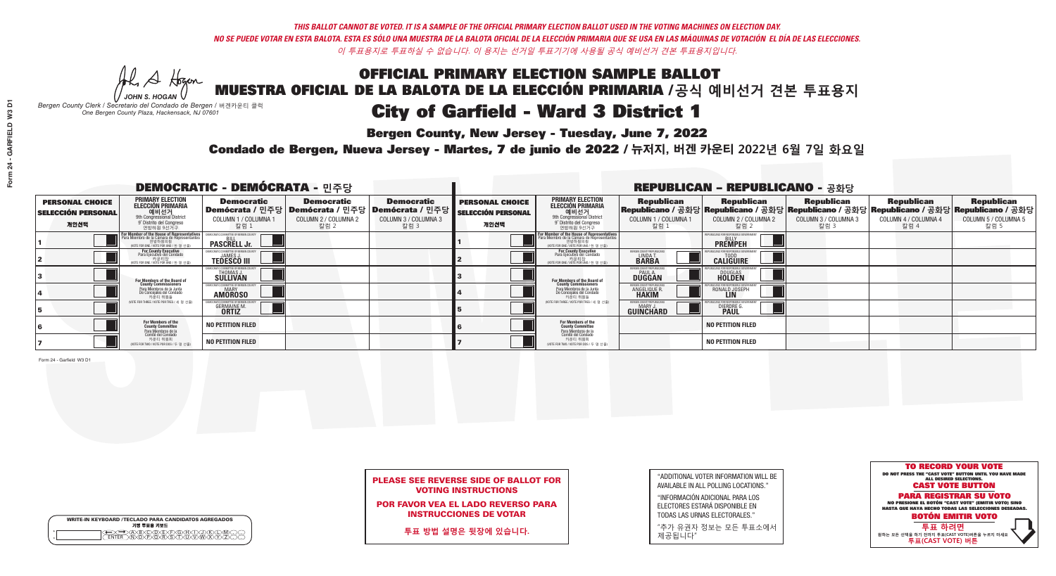*THIS BALLOT CANNOT BE VOTED. IT IS A SAMPLE OF THE OFFICIAL PRIMARY ELECTION BALLOT USED IN THE VOTING MACHINES ON ELECTION DAY.*
*NO SE PUEDE VOTAR EN ESTA BALOTA. ESTA ES SÓLO UNA MUESTRA DE LA BALOTA OFICIAL DE LA ELECCIÓN PRIMARIA QUE SE USA EN LAS MÁQUINAS DE VOTACIÓN EL DÍA DE LAS ELECCIONES.*
*이 투표용지로 투표하실 수 없습니다. 이 용지는 선거일 투표기기에 사용될 공식 예비선거 견본 투표용지입니다.*

JOHN S. HOGAN
*Bergen County Clerk / Secretario del Condado de Bergen /* 버겐카운티 클럭
*One Bergen County Plaza, Hackensack, NJ 07601*

# OFFICIAL PRIMARY ELECTION SAMPLE BALLOT
# MUESTRA OFICIAL DE LA BALOTA DE LA ELECCIÓN PRIMARIA /공식 예비선거 견본 투표용지
# City of Garfield - Ward 3 District 1

**Bergen County, New Jersey - Tuesday, June 7, 2022**
**Condado de Bergen, Nueva Jersey - Martes, 7 de junio de 2022 / 뉴저지, 버겐 카운티 2022년 6월 7일 화요일**

## DEMOCRATIC - DEMÓCRATA - 민주당

| PERSONAL CHOICE / SELECCIÓN PERSONAL / 개인선택 | PRIMARY ELECTION / ELECCIÓN PRIMARIA / 예비선거 | Democratic / Demócrata / 민주당 COLUMN 1 / COLUMNA 1 / 칼럼 1 | Democratic / Demócrata / 민주당 COLUMN 2 / COLUMNA 2 / 칼럼 2 | Democratic / Demócrata / 민주당 COLUMN 3 / COLUMNA 3 / 칼럼 3 |
|---|---|---|---|---|
| 1 | For Member of the House of Representatives / Para Miembro de la Cámara de Representantes / 연방하원의원 (VOTE FOR ONE / VOTE POR UNO / 한 명 선출) | BILL PASCRELL Jr. | | |
| 2 | For County Executive / Para Ejecutivo del Condado / 카운티장 (VOTE FOR ONE / VOTE POR UNO / 한 명 선출) | JAMES J. TEDESCO III | | |
| 3 | For Members of the Board of County Commissioners / Para Miembros de la Junta De Concejales del Condado / 카운티 위원들 (VOTE FOR THREE / VOTE POR TRES / 세 명 선출) | THOMAS J. SULLIVAN | | |
| 4 | | MARY AMOROSO | | |
| 5 | | GERMAINE M. ORTIZ | | |
| 6 | For Members of the County Committee / Para Miembros de la Comité del Condado / 카운티 위원회 (VOTE FOR TWO / VOTE POR DOS / 두 명 선출) | NO PETITION FILED | | |
| 7 | | NO PETITION FILED | | |

## REPUBLICAN - REPUBLICANO - 공화당

| PERSONAL CHOICE / SELECCIÓN PERSONAL / 개인선택 | PRIMARY ELECTION / ELECCIÓN PRIMARIA / 예비선거 | Republican / Republicano / 공화당 COLUMN 1 / COLUMNA 1 / 칼럼 1 | Republican / Republicano / 공화당 COLUMN 2 / COLUMNA 2 / 칼럼 2 | Republican / Republicano / 공화당 COLUMN 3 / COLUMNA 3 / 칼럼 3 | Republican / Republicano / 공화당 COLUMN 4 / COLUMNA 4 / 칼럼 4 | Republican / Republicano / 공화당 COLUMN 5 / COLUMNA 5 / 칼럼 5 |
|---|---|---|---|---|---|---|
| 1 | For Member of the House of Representatives / Para Miembro de la Cámara de Representantes / 연방하원의원 (VOTE FOR ONE / VOTE POR UNO / 한 명 선출) | | BILLY PREMPEH | | | |
| 2 | For County Executive / Para Ejecutivo del Condado / 카운티장 (VOTE FOR ONE / VOTE POR UNO / 한 명 선출) | LINDA T. BARBA | TODD CALIGUIRE | | | |
| 3 | For Members of the Board of County Commissioners / Para Miembros de la Junta De Concejales del Condado / 카운티 위원들 (VOTE FOR THREE / VOTE POR TRES / 세 명 선출) | PAUL A. DUGGAN | DOUGLAS HOLDEN | | | |
| 4 | | ANGELIQUE R. HAKIM | RONALD JOSEPH LIN | | | |
| 5 | | MARY J. GUINCHARD | DIERDRE G. PAUL | | | |
| 6 | For Members of the County Committee / Para Miembros de la Comité del Condado / 카운티 위원회 (VOTE FOR TWO / VOTE POR DOS / 두 명 선출) | | NO PETITION FILED | | | |
| 7 | | | NO PETITION FILED | | | |

Form 24 - Garfield W3 D1

**PLEASE SEE REVERSE SIDE OF BALLOT FOR VOTING INSTRUCTIONS**

**POR FAVOR VEA EL LADO REVERSO PARA INSTRUCCIONES DE VOTAR**

**투표 방법 설명은 뒷장에 있습니다.**

"ADDITIONAL VOTER INFORMATION WILL BE AVAILABLE IN ALL POLLING LOCATIONS."

"INFORMACIÓN ADICIONAL PARA LOS ELECTORES ESTARÁ DISPONIBLE EN TODAS LAS URNAS ELECTORALES."

"추가 유권자 정보는 모든 투표소에서 제공됩니다"

WRITE-IN KEYBOARD /TECLADO PARA CANDIDATOS AGREGADOS
기명 투표용 키보드

**TO RECORD YOUR VOTE**
DO NOT PRESS THE "CAST VOTE" BUTTON UNTIL YOU HAVE MADE ALL DESIRED SELECTIONS.
**CAST VOTE BUTTON**

**PARA REGISTRAR SU VOTO**
NO PRESIONE EL BOTÓN "CAST VOTE" (EMITIR VOTO) SINO HASTA QUE HAYA HECHO TODAS LAS SELECCIONES DESEADAS.
**BOTÓN EMITIR VOTO**

**투표 하려면**
원하는 모든 선택을 하기 전까지 투표(CAST VOTE)버튼을 누르지 마세요
**투표(CAST VOTE) 버튼**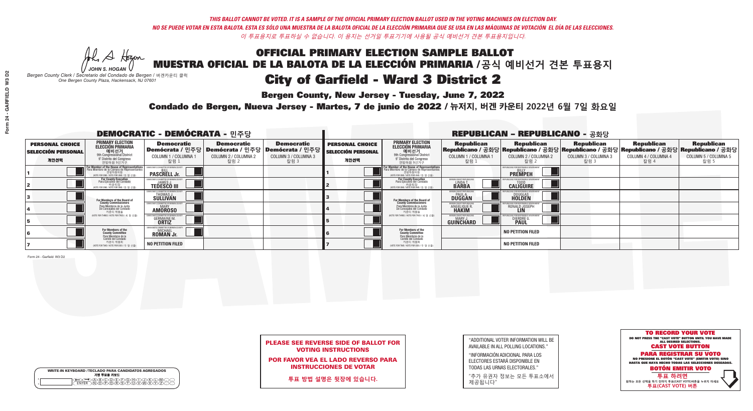*THIS BALLOT CANNOT BE VOTED. IT IS A SAMPLE OF THE OFFICIAL PRIMARY ELECTION BALLOT USED IN THE VOTING MACHINES ON ELECTION DAY.*
*NO SE PUEDE VOTAR EN ESTA BALOTA. ESTA ES SÓLO UNA MUESTRA DE LA BALOTA OFICIAL DE LA ELECCIÓN PRIMARIA QUE SE USA EN LAS MÁQUINAS DE VOTACIÓN EL DÍA DE LAS ELECCIONES.*
*이 투표용지로 투표하실 수 없습니다. 이 용지는 선거일 투표기기에 사용될 공식 예비선거 견본 투표용지입니다.*

JOHN S. HOGAN
*Bergen County Clerk / Secretario del Condado de Bergen / 버겐카운티 클럭*
*One Bergen County Plaza, Hackensack, NJ 07601*

# OFFICIAL PRIMARY ELECTION SAMPLE BALLOT
# MUESTRA OFICIAL DE LA BALOTA DE LA ELECCIÓN PRIMARIA /공식 예비선거 견본 투표용지

## City of Garfield - Ward 3 District 2

**Bergen County, New Jersey - Tuesday, June 7, 2022**

**Condado de Bergen, Nueva Jersey - Martes, 7 de junio de 2022 / 뉴저지, 버겐 카운티 2022년 6월 7일 화요일**

## DEMOCRATIC - DEMÓCRATA - 민주당

| PERSONAL CHOICE / SELECCIÓN PERSONAL / 개인선택 | PRIMARY ELECTION / ELECCIÓN PRIMARIA / 예비선거 | Democratic / Demócrata / 민주당 COLUMN 1 / COLUMNA 1 / 칼럼 1 | Democratic / Demócrata / 민주당 COLUMN 2 / COLUMNA 2 / 칼럼 2 | Democratic / Demócrata / 민주당 COLUMN 3 / COLUMNA 3 / 칼럼 3 |
|---|---|---|---|---|
| 1 | For Member of the House of Representatives / Para Miembro de la Cámara de Representantes / 연방하원의원 (VOTE FOR ONE / VOTE POR UNO / 한 명 선출) | BILL PASCRELL Jr. | | |
| 2 | For County Executive / Para Ejecutivo del Condado / 카운티장 (VOTE FOR ONE / VOTE POR UNO / 한 명 선출) | JAMES J. TEDESCO III | | |
| 3 | For Members of the Board of County Commissioners / Para Miembros de la Junta De Concejales del Condado / 카운티 위원들 (VOTE FOR THREE / VOTE POR TRES / 세 명 선출) | THOMAS J. SULLIVAN | | |
| 4 | | MARY AMOROSO | | |
| 5 | | GERMAINE M. ORTIZ | | |
| 6 | For Members of the County Committee / Para Miembros de la Comité del Condado / 카운티 위원회 (VOTE FOR TWO / VOTE POR DOS / 두 명 선출) | MICHAEL ROMAN Jr. | | |
| 7 | | NO PETITION FILED | | |

## REPUBLICAN - REPUBLICANO - 공화당

| PERSONAL CHOICE / SELECCIÓN PERSONAL / 개인선택 | PRIMARY ELECTION / ELECCIÓN PRIMARIA / 예비선거 | Republican / Republicano / 공화당 COLUMN 1 / COLUMNA 1 / 칼럼 1 | Republican / Republicano / 공화당 COLUMN 2 / COLUMNA 2 / 칼럼 2 | Republican / Republicano / 공화당 COLUMN 3 / COLUMNA 3 / 칼럼 3 | Republican / Republicano / 공화당 COLUMN 4 / COLUMNA 4 / 칼럼 4 | Republican / Republicano / 공화당 COLUMN 5 / COLUMNA 5 / 칼럼 5 |
|---|---|---|---|---|---|---|
| 1 | For Member of the House of Representatives / Para Miembro de la Cámara de Representantes / 연방하원의원 (VOTE FOR ONE / VOTE POR UNO / 한 명 선출) | | BILLY PREMPEH | | | |
| 2 | For County Executive / Para Ejecutivo del Condado / 카운티장 (VOTE FOR ONE / VOTE POR UNO / 한 명 선출) | LINDA T. BARBA | TODD CALIGUIRE | | | |
| 3 | For Members of the Board of County Commissioners / Para Miembros de la Junta De Concejales del Condado / 카운티 위원들 (VOTE FOR THREE / VOTE POR TRES / 세 명 선출) | PAUL A. DUGGAN | DOUGLAS HOLDEN | | | |
| 4 | | ANGELIQUE R. HAKIM | RONALD JOSEPH LIN | | | |
| 5 | | MARY J. GUINCHARD | DIERDRE G. PAUL | | | |
| 6 | For Members of the County Committee / Para Miembros de la Comité del Condado / 카운티 위원회 (VOTE FOR TWO / VOTE POR DOS / 두 명 선출) | | NO PETITION FILED | | | |
| 7 | | | NO PETITION FILED | | | |

**PLEASE SEE REVERSE SIDE OF BALLOT FOR VOTING INSTRUCTIONS**

**POR FAVOR VEA EL LADO REVERSO PARA INSTRUCCIONES DE VOTAR**

**투표 방법 설명은 뒷장에 있습니다.**

"ADDITIONAL VOTER INFORMATION WILL BE AVAILABLE IN ALL POLLING LOCATIONS."

"INFORMACIÓN ADICIONAL PARA LOS ELECTORES ESTARÁ DISPONIBLE EN TODAS LAS URNAS ELECTORALES."

"추가 유권자 정보는 모든 투표소에서 제공됩니다"

**TO RECORD YOUR VOTE**
DO NOT PRESS THE "CAST VOTE" BUTTON UNTIL YOU HAVE MADE ALL DESIRED SELECTIONS.
**CAST VOTE BUTTON**

**PARA REGISTRAR SU VOTO**
NO PRESIONE EL BOTÓN "CAST VOTE" (EMITIR VOTO) SINO HASTA QUE HAYA HECHO TODAS LAS SELECCIONES DESEADAS.
**BOTÓN EMITIR VOTO**

**투표 하려면**
원하는 모든 선택을 하기 전까지 투표(CAST VOTE)버튼을 누르지 마세요
**투표(CAST VOTE) 버튼**

WRITE-IN KEYBOARD /TECLADO PARA CANDIDATOS AGREGADOS
기명 투표용 키보드

Form 24 - Garfield W3 D2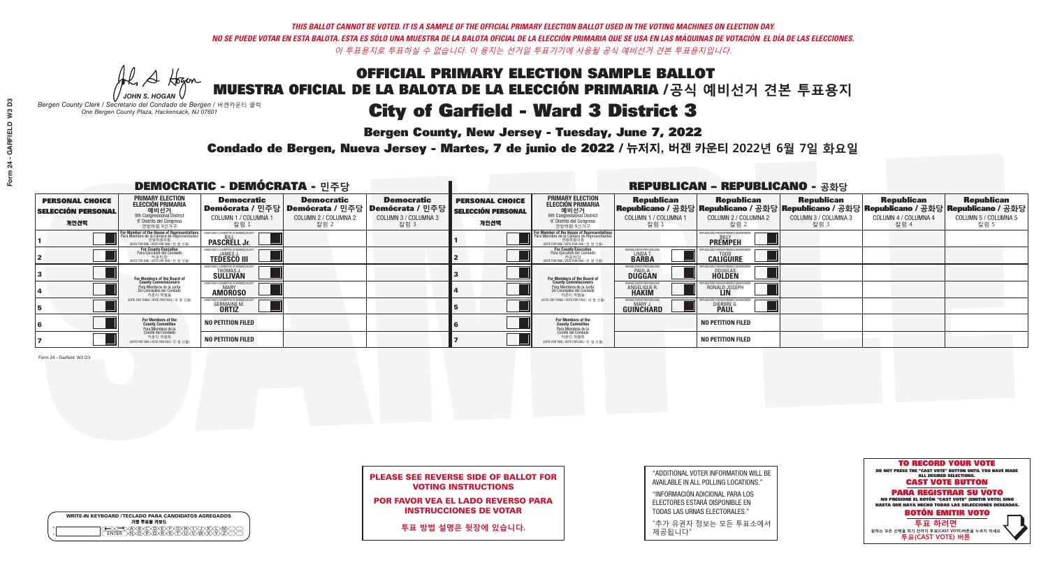*THIS BALLOT CANNOT BE VOTED. IT IS A SAMPLE OF THE OFFICIAL PRIMARY ELECTION BALLOT USED IN THE VOTING MACHINES ON ELECTION DAY.*
*NO SE PUEDE VOTAR EN ESTA BALOTA. ESTA ES SÓLO UNA MUESTRA DE LA BALOTA OFICIAL DE LA ELECCIÓN PRIMARIA QUE SE USA EN LAS MÁQUINAS DE VOTACIÓN EL DÍA DE LAS ELECCIONES.*
*이 투표용지로 투표하실 수 없습니다. 이 용지는 선거일 투표기기에 사용될 공식 예비선거 견본 투표용지입니다.*

JOHN S. HOGAN
*Bergen County Clerk / Secretario del Condado de Bergen / 버겐카운티 클럭*
*One Bergen County Plaza, Hackensack, NJ 07601*

# OFFICIAL PRIMARY ELECTION SAMPLE BALLOT
# MUESTRA OFICIAL DE LA BALOTA DE LA ELECCIÓN PRIMARIA /공식 예비선거 견본 투표용지
# City of Garfield - Ward 3 District 3

**Bergen County, New Jersey - Tuesday, June 7, 2022**

**Condado de Bergen, Nueva Jersey - Martes, 7 de junio de 2022 / 뉴저지, 버겐 카운티 2022년 6월 7일 화요일**

## DEMOCRATIC - DEMÓCRATA - 민주당

| PERSONAL CHOICE / SELECCIÓN PERSONAL / 개인선택 | PRIMARY ELECTION / ELECCIÓN PRIMARIA / 예비선거 | Democratic / Demócrata / 민주당 COLUMN 1 / COLUMNA 1 / 칼럼 1 | Democratic / Demócrata / 민주당 COLUMN 2 / COLUMNA 2 / 칼럼 2 | Democratic / Demócrata / 민주당 COLUMN 3 / COLUMNA 3 / 칼럼 3 |
|---|---|---|---|---|
| 1 | For Member of the House of Representatives / Para Miembro de la Cámara de Representantes / 연방하원의원 (9th Congressional District / 9º Distrito del Congreso / 연방하원 9선거구) (VOTE FOR ONE / VOTE POR UNO / 한 명 선출) | BILL PASCRELL Jr. | | |
| 2 | For County Executive / Para Ejecutivo del Condado / 카운티장 (VOTE FOR ONE / VOTE POR UNO / 한 명 선출) | JAMES J. TEDESCO III | | |
| 3 | For Members of the Board of County Commissioners / Para Miembros de la Junta De Concejales del Condado / 카운티 위원들 (VOTE FOR THREE / VOTE POR TRES / 세 명 선출) | THOMAS J. SULLIVAN | | |
| 4 | | MARY AMOROSO | | |
| 5 | | GERMAINE M. ORTIZ | | |
| 6 | For Members of the County Committee / Para Miembros de la Comité del Condado / 카운티 위원회 (VOTE FOR TWO / VOTE POR DOS / 두 명 선출) | NO PETITION FILED | | |
| 7 | | NO PETITION FILED | | |

## REPUBLICAN - REPUBLICANO - 공화당

| PERSONAL CHOICE / SELECCIÓN PERSONAL / 개인선택 | PRIMARY ELECTION / ELECCIÓN PRIMARIA / 예비선거 | Republican / Republicano / 공화당 COLUMN 1 / COLUMNA 1 / 칼럼 1 | Republican / Republicano / 공화당 COLUMN 2 / COLUMNA 2 / 칼럼 2 | Republican / Republicano / 공화당 COLUMN 3 / COLUMNA 3 / 칼럼 3 | Republican / Republicano / 공화당 COLUMN 4 / COLUMNA 4 / 칼럼 4 | Republican / Republicano / 공화당 COLUMN 5 / COLUMNA 5 / 칼럼 5 |
|---|---|---|---|---|---|---|
| 1 | For Member of the House of Representatives / Para Miembro de la Cámara de Representantes / 연방하원의원 (9th Congressional District / 9º Distrito del Congreso / 연방하원 9선거구) (VOTE FOR ONE / VOTE POR UNO / 한 명 선출) | | BILLY PREMPEH | | | |
| 2 | For County Executive / Para Ejecutivo del Condado / 카운티장 (VOTE FOR ONE / VOTE POR UNO / 한 명 선출) | LINDA T. BARBA | TODD CALIGUIRE | | | |
| 3 | For Members of the Board of County Commissioners / Para Miembros de la Junta De Concejales del Condado / 카운티 위원들 (VOTE FOR THREE / VOTE POR TRES / 세 명 선출) | PAUL A. DUGGAN | DOUGLAS HOLDEN | | | |
| 4 | | ANGELIQUE R. HAKIM | RONALD JOSEPH LIN | | | |
| 5 | | MARY J. GUINCHARD | DIERDRE G. PAUL | | | |
| 6 | For Members of the County Committee / Para Miembros de la Comité del Condado / 카운티 위원회 (VOTE FOR TWO / VOTE POR DOS / 두 명 선출) | | NO PETITION FILED | | | |
| 7 | | | NO PETITION FILED | | | |

Form 24 - Garfield W3 D3

**PLEASE SEE REVERSE SIDE OF BALLOT FOR VOTING INSTRUCTIONS**

**POR FAVOR VEA EL LADO REVERSO PARA INSTRUCCIONES DE VOTAR**

**투표 방법 설명은 뒷장에 있습니다.**

"ADDITIONAL VOTER INFORMATION WILL BE AVAILABLE IN ALL POLLING LOCATIONS."

"INFORMACIÓN ADICIONAL PARA LOS ELECTORES ESTARÁ DISPONIBLE EN TODAS LAS URNAS ELECTORALES."

"추가 유권자 정보는 모든 투표소에서 제공됩니다"

**TO RECORD YOUR VOTE**
DO NOT PRESS THE "CAST VOTE" BUTTON UNTIL YOU HAVE MADE ALL DESIRED SELECTIONS.
**CAST VOTE BUTTON**

**PARA REGISTRAR SU VOTO**
NO PRESIONE EL BOTÓN "CAST VOTE" (EMITIR VOTO) SINO HASTA QUE HAYA HECHO TODAS LAS SELECCIONES DESEADAS.
**BOTÓN EMITIR VOTO**

**투표 하려면**
원하는 모든 선택을 하기 전까지 투표(CAST VOTE)버튼을 누르지 마세요
**투표(CAST VOTE) 버튼**

WRITE-IN KEYBOARD /TECLADO PARA CANDIDATOS AGREGADOS
기명 투표용 키보드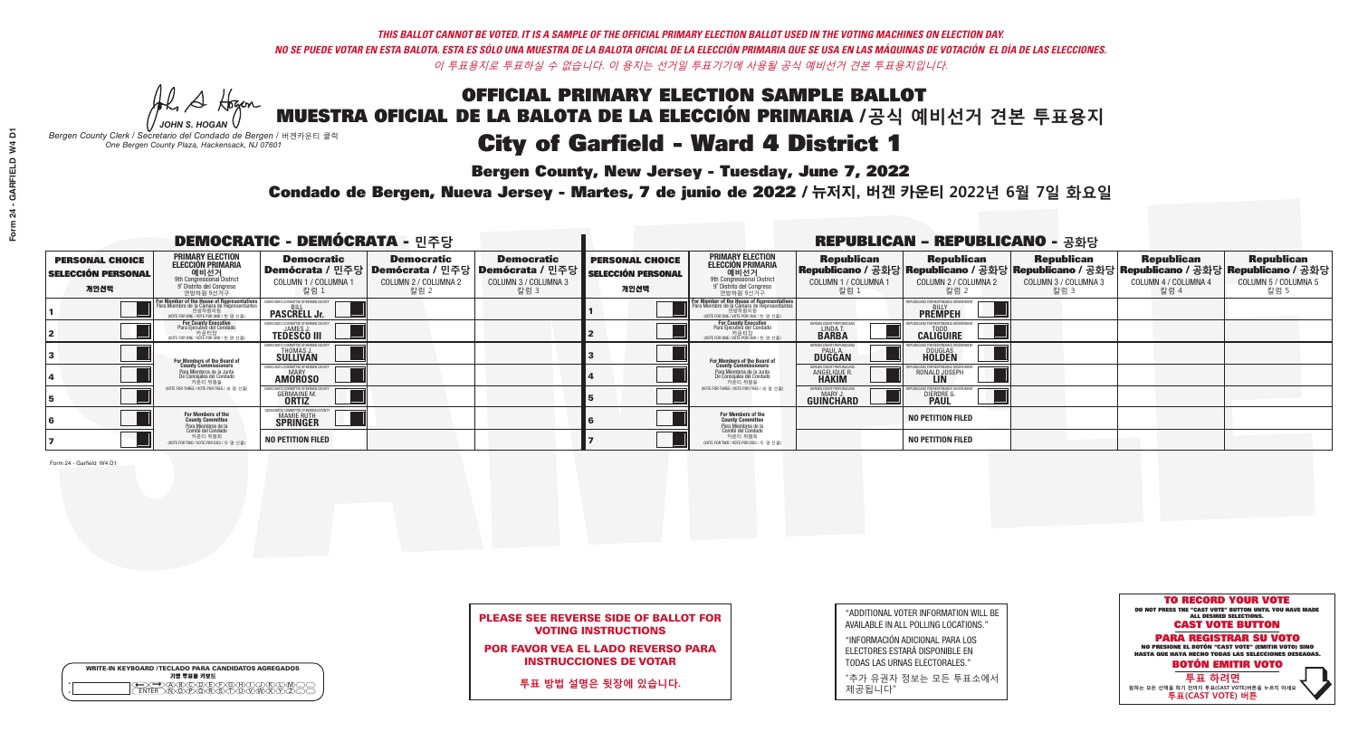*THIS BALLOT CANNOT BE VOTED. IT IS A SAMPLE OF THE OFFICIAL PRIMARY ELECTION BALLOT USED IN THE VOTING MACHINES ON ELECTION DAY.*
*NO SE PUEDE VOTAR EN ESTA BALOTA. ESTA ES SÓLO UNA MUESTRA DE LA BALOTA OFICIAL DE LA ELECCIÓN PRIMARIA QUE SE USA EN LAS MÁQUINAS DE VOTACIÓN EL DÍA DE LAS ELECCIONES.*
*이 투표용지로 투표하실 수 없습니다. 이 용지는 선거일 투표기기에 사용될 공식 예비선거 견본 투표용지입니다.*

JOHN S. HOGAN
Bergen County Clerk / Secretario del Condado de Bergen / 버겐카운티 클럭
One Bergen County Plaza, Hackensack, NJ 07601

# OFFICIAL PRIMARY ELECTION SAMPLE BALLOT
# MUESTRA OFICIAL DE LA BALOTA DE LA ELECCIÓN PRIMARIA /공식 예비선거 견본 투표용지
# City of Garfield - Ward 4 District 1

**Bergen County, New Jersey - Tuesday, June 7, 2022**

**Condado de Bergen, Nueva Jersey - Martes, 7 de junio de 2022 / 뉴저지, 버겐 카운티 2022년 6월 7일 화요일**

## DEMOCRATIC - DEMÓCRATA - 민주당

| PERSONAL CHOICE / SELECCIÓN PERSONAL / 개인선택 | PRIMARY ELECTION / ELECCIÓN PRIMARIA / 예비선거 | Democratic / Demócrata / 민주당 COLUMN 1 / COLUMNA 1 / 칼럼 1 | Democratic / Demócrata / 민주당 COLUMN 2 / COLUMNA 2 / 칼럼 2 | Democratic / Demócrata / 민주당 COLUMN 3 / COLUMNA 3 / 칼럼 3 |
|---|---|---|---|---|
| 1 | For Member of the House of Representatives / Para Miembro de la Cámara de Representantes / 연방하원의원 (9th Congressional District / 9° Distrito del Congreso / 연방하원 9선거구) (VOTE FOR ONE / VOTE POR UNO / 한 명 선출) | BILL PASCRELL Jr. | | |
| 2 | For County Executive / Para Ejecutivo del Condado / 카운티장 (VOTE FOR ONE / VOTE POR UNO / 한 명 선출) | JAMES J. TEDESCO III | | |
| 3 | For Members of the Board of County Commissioners / Para Miembros de la Junta De Concejales del Condado / 카운티 위원들 (VOTE FOR THREE / VOTE POR TRES / 세 명 선출) | THOMAS J. SULLIVAN | | |
| 4 | | MARY AMOROSO | | |
| 5 | | GERMAINE M. ORTIZ | | |
| 6 | For Members of the County Committee / Para Miembros de la Comité del Condado / 카운티 위원회 (VOTE FOR TWO / VOTE POR DOS / 두 명 선출) | MAMIE RUTH SPRINGER | | |
| 7 | | NO PETITION FILED | | |

## REPUBLICAN - REPUBLICANO - 공화당

| PERSONAL CHOICE / SELECCIÓN PERSONAL / 개인선택 | PRIMARY ELECTION / ELECCIÓN PRIMARIA / 예비선거 | Republican / Republicano / 공화당 COLUMN 1 / COLUMNA 1 / 칼럼 1 | Republican / Republicano / 공화당 COLUMN 2 / COLUMNA 2 / 칼럼 2 | Republican / Republicano / 공화당 COLUMN 3 / COLUMNA 3 / 칼럼 3 | Republican / Republicano / 공화당 COLUMN 4 / COLUMNA 4 / 칼럼 4 | Republican / Republicano / 공화당 COLUMN 5 / COLUMNA 5 / 칼럼 5 |
|---|---|---|---|---|---|---|
| 1 | For Member of the House of Representatives / Para Miembro de la Cámara de Representantes / 연방하원의원 (9th Congressional District / 9° Distrito del Congreso / 연방하원 9선거구) (VOTE FOR ONE / VOTE POR UNO / 한 명 선출) | | BILLY PREMPEH | | | |
| 2 | For County Executive / Para Ejecutivo del Condado / 카운티장 (VOTE FOR ONE / VOTE POR UNO / 한 명 선출) | LINDA T. BARBA | TODD CALIGUIRE | | | |
| 3 | For Members of the Board of County Commissioners / Para Miembros de la Junta De Concejales del Condado / 카운티 위원들 (VOTE FOR THREE / VOTE POR TRES / 세 명 선출) | PAUL A. DUGGAN | DOUGLAS HOLDEN | | | |
| 4 | | ANGELIQUE R. HAKIM | RONALD JOSEPH LIN | | | |
| 5 | | MARY J. GUINCHARD | DIERDRE G. PAUL | | | |
| 6 | For Members of the County Committee / Para Miembros de la Comité del Condado / 카운티 위원회 (VOTE FOR TWO / VOTE POR DOS / 두 명 선출) | | NO PETITION FILED | | | |
| 7 | | | NO PETITION FILED | | | |

**PLEASE SEE REVERSE SIDE OF BALLOT FOR VOTING INSTRUCTIONS**

**POR FAVOR VEA EL LADO REVERSO PARA INSTRUCCIONES DE VOTAR**

**투표 방법 설명은 뒷장에 있습니다.**

"ADDITIONAL VOTER INFORMATION WILL BE AVAILABLE IN ALL POLLING LOCATIONS."

"INFORMACIÓN ADICIONAL PARA LOS ELECTORES ESTARÁ DISPONIBLE EN TODAS LAS URNAS ELECTORALES."

"추가 유권자 정보는 모든 투표소에서 제공됩니다"

WRITE-IN KEYBOARD /TECLADO PARA CANDIDATOS AGREGADOS
기명 투표용 키보드

**TO RECORD YOUR VOTE**
DO NOT PRESS THE "CAST VOTE" BUTTON UNTIL YOU HAVE MADE ALL DESIRED SELECTIONS.
**CAST VOTE BUTTON**

**PARA REGISTRAR SU VOTO**
NO PRESIONE EL BOTÓN "CAST VOTE" (EMITIR VOTO) SINO HASTA QUE HAYA HECHO TODAS LAS SELECCIONES DESEADAS.
**BOTÓN EMITIR VOTO**

**투표 하려면**
원하는 모든 선택을 하기 전까지 투표(CAST VOTE)버튼을 누르지 마세요
**투표(CAST VOTE) 버튼**

Form 24 - Garfield W4 D1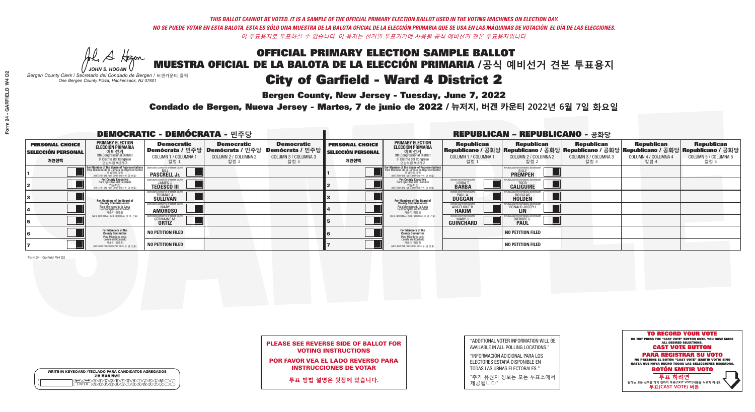*THIS BALLOT CANNOT BE VOTED. IT IS A SAMPLE OF THE OFFICIAL PRIMARY ELECTION BALLOT USED IN THE VOTING MACHINES ON ELECTION DAY.*

*NO SE PUEDE VOTAR EN ESTA BALOTA. ESTA ES SÓLO UNA MUESTRA DE LA BALOTA OFICIAL DE LA ELECCIÓN PRIMARIA QUE SE USA EN LAS MÁQUINAS DE VOTACIÓN EL DÍA DE LAS ELECCIONES.*

*이 투표용지로 투표하실 수 없습니다. 이 용지는 선거일 투표기기에 사용될 공식 예비선거 견본 투표용지입니다.*

JOHN S. HOGAN

*Bergen County Clerk / Secretario del Condado de Bergen / 버겐카운티 클럭*
*One Bergen County Plaza, Hackensack, NJ 07601*

# OFFICIAL PRIMARY ELECTION SAMPLE BALLOT
# MUESTRA OFICIAL DE LA BALOTA DE LA ELECCIÓN PRIMARIA /공식 예비선거 견본 투표용지

## City of Garfield - Ward 4 District 2

**Bergen County, New Jersey - Tuesday, June 7, 2022**

**Condado de Bergen, Nueva Jersey - Martes, 7 de junio de 2022 / 뉴저지, 버겐 카운티 2022년 6월 7일 화요일**

### DEMOCRATIC - DEMÓCRATA - 민주당

| PERSONAL CHOICE / SELECCIÓN PERSONAL / 개인선택 | PRIMARY ELECTION / ELECCIÓN PRIMARIA / 예비선거 (9th Congressional District / 9° Distrito del Congreso / 연방하원 9선거구) | Democratic / Demócrata / 민주당 COLUMN 1 / COLUMNA 1 / 칼럼 1 | Democratic / Demócrata / 민주당 COLUMN 2 / COLUMNA 2 / 칼럼 2 | Democratic / Demócrata / 민주당 COLUMN 3 / COLUMNA 3 / 칼럼 3 |
|---|---|---|---|---|
| 1 | For Member of the House of Representatives / Para Miembro de la Cámara de Representantes / 연방하원의원 (VOTE FOR ONE / VOTE POR UNO / 한 명 선출) | BILL PASCRELL Jr. | | |
| 2 | For County Executive / Para Ejecutivo del Condado / 카운티장 (VOTE FOR ONE / VOTE POR UNO / 한 명 선출) | JAMES J. TEDESCO III | | |
| 3 | For Members of the Board of County Commissioners / Para Miembros de la Junta De Concejales del Condado / 카운티 위원들 (VOTE FOR THREE / VOTE POR TRES / 세 명 선출) | THOMAS J. SULLIVAN | | |
| 4 | | MARY AMOROSO | | |
| 5 | | GERMAINE M. ORTIZ | | |
| 6 | For Members of the County Committee / Para Miembros de la Comité del Condado / 카운티 위원회 (VOTE FOR TWO / VOTE POR DOS / 두 명 선출) | NO PETITION FILED | | |
| 7 | | NO PETITION FILED | | |

### REPUBLICAN - REPUBLICANO - 공화당

| PERSONAL CHOICE / SELECCIÓN PERSONAL / 개인선택 | PRIMARY ELECTION / ELECCIÓN PRIMARIA / 예비선거 (9th Congressional District / 9° Distrito del Congreso / 연방하원 9선거구) | Republican / Republicano / 공화당 COLUMN 1 / COLUMNA 1 / 칼럼 1 | Republican / Republicano / 공화당 COLUMN 2 / COLUMNA 2 / 칼럼 2 | Republican / Republicano / 공화당 COLUMN 3 / COLUMNA 3 / 칼럼 3 | Republican / Republicano / 공화당 COLUMN 4 / COLUMNA 4 / 칼럼 4 | Republican / Republicano / 공화당 COLUMN 5 / COLUMNA 5 / 칼럼 5 |
|---|---|---|---|---|---|---|
| 1 | For Member of the House of Representatives / Para Miembro de la Cámara de Representantes / 연방하원의원 (VOTE FOR ONE / VOTE POR UNO / 한 명 선출) | | BILLY PREMPEH | | | |
| 2 | For County Executive / Para Ejecutivo del Condado / 카운티장 (VOTE FOR ONE / VOTE POR UNO / 한 명 선출) | LINDA T. BARBA | TODD CALIGUIRE | | | |
| 3 | For Members of the Board of County Commissioners / Para Miembros de la Junta De Concejales del Condado / 카운티 위원들 (VOTE FOR THREE / VOTE POR TRES / 세 명 선출) | PAUL A. DUGGAN | DOUGLAS HOLDEN | | | |
| 4 | | ANGELIQUE R. HAKIM | RONALD JOSEPH LIN | | | |
| 5 | | MARY J. GUINCHARD | DIERDRE G. PAUL | | | |
| 6 | For Members of the County Committee / Para Miembros de la Comité del Condado / 카운티 위원회 (VOTE FOR TWO / VOTE POR DOS / 두 명 선출) | | NO PETITION FILED | | | |
| 7 | | | NO PETITION FILED | | | |

Form 24 - Garfield W4 D2

**PLEASE SEE REVERSE SIDE OF BALLOT FOR VOTING INSTRUCTIONS**

**POR FAVOR VEA EL LADO REVERSO PARA INSTRUCCIONES DE VOTAR**

**투표 방법 설명은 뒷장에 있습니다.**

"ADDITIONAL VOTER INFORMATION WILL BE AVAILABLE IN ALL POLLING LOCATIONS."

"INFORMACIÓN ADICIONAL PARA LOS ELECTORES ESTARÁ DISPONIBLE EN TODAS LAS URNAS ELECTORALES."

"추가 유권자 정보는 모든 투표소에서 제공됩니다"

**TO RECORD YOUR VOTE**
DO NOT PRESS THE "CAST VOTE" BUTTON UNTIL YOU HAVE MADE ALL DESIRED SELECTIONS.
**CAST VOTE BUTTON**

**PARA REGISTRAR SU VOTO**
NO PRESIONE EL BOTÓN "CAST VOTE" (EMITIR VOTO) SINO HASTA QUE HAYA HECHO TODAS LAS SELECCIONES DESEADAS.
**BOTÓN EMITIR VOTO**

**투표 하려면**
원하는 모든 선택을 하기 전까지 투표(CAST VOTE)버튼을 누르지 마세요
**투표(CAST VOTE) 버튼**

WRITE-IN KEYBOARD /TECLADO PARA CANDIDATOS AGREGADOS
기명 투표용 키보드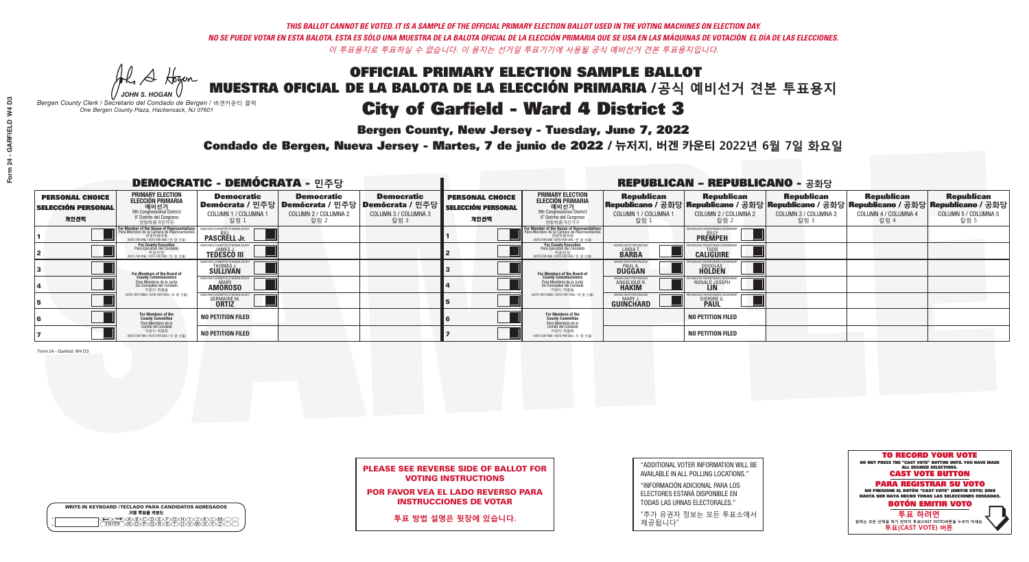*THIS BALLOT CANNOT BE VOTED. IT IS A SAMPLE OF THE OFFICIAL PRIMARY ELECTION BALLOT USED IN THE VOTING MACHINES ON ELECTION DAY.*
*NO SE PUEDE VOTAR EN ESTA BALOTA. ESTA ES SÓLO UNA MUESTRA DE LA BALOTA OFICIAL DE LA ELECCIÓN PRIMARIA QUE SE USA EN LAS MÁQUINAS DE VOTACIÓN EL DÍA DE LAS ELECCIONES.*
*이 투표용지로 투표하실 수 없습니다. 이 용지는 선거일 투표기기에 사용될 공식 예비선거 견본 투표용지입니다.*

JOHN S. HOGAN
*Bergen County Clerk / Secretario del Condado de Bergen / 버겐카운티 클럭*
*One Bergen County Plaza, Hackensack, NJ 07601*

# OFFICIAL PRIMARY ELECTION SAMPLE BALLOT
# MUESTRA OFICIAL DE LA BALOTA DE LA ELECCIÓN PRIMARIA /공식 예비선거 견본 투표용지
# City of Garfield - Ward 4 District 3

**Bergen County, New Jersey - Tuesday, June 7, 2022**

**Condado de Bergen, Nueva Jersey - Martes, 7 de junio de 2022 / 뉴저지, 버겐 카운티 2022년 6월 7일 화요일**

## DEMOCRATIC - DEMÓCRATA - 민주당

| PERSONAL CHOICE / SELECCIÓN PERSONAL / 개인선택 | PRIMARY ELECTION / ELECCIÓN PRIMARIA / 예비선거 (9th Congressional District / 9° Distrito del Congreso / 연방하원 9선거구) | Democratic / Demócrata / 민주당 COLUMN 1 / COLUMNA 1 / 칼럼 1 | Democratic / Demócrata / 민주당 COLUMN 2 / COLUMNA 2 / 칼럼 2 | Democratic / Demócrata / 민주당 COLUMN 3 / COLUMNA 3 / 칼럼 3 |
|---|---|---|---|---|
| 1 | For Member of the House of Representatives / Para Miembro de la Cámara de Representantes / 연방하원의원 (VOTE FOR ONE / VOTE POR UNO / 한 명 선출) | BILL PASCRELL Jr. | | |
| 2 | For County Executive / Para Ejecutivo del Condado / 카운티장 (VOTE FOR ONE / VOTE POR UNO / 한 명 선출) | JAMES J. TEDESCO III | | |
| 3 | For Members of the Board of County Commissioners / Para Miembros de la Junta De Concejales del Condado / 카운티 위원들 (VOTE FOR THREE / VOTE POR TRES / 세 명 선출) | THOMAS J. SULLIVAN | | |
| 4 | | MARY AMOROSO | | |
| 5 | | GERMAINE M. ORTIZ | | |
| 6 | For Members of the County Committee / Para Miembros de la Comité del Condado / 카운티 위원회 (VOTE FOR TWO / VOTE POR DOS / 두 명 선출) | NO PETITION FILED | | |
| 7 | | NO PETITION FILED | | |

## REPUBLICAN - REPUBLICANO - 공화당

| PERSONAL CHOICE / SELECCIÓN PERSONAL / 개인선택 | PRIMARY ELECTION / ELECCIÓN PRIMARIA / 예비선거 (9th Congressional District / 9° Distrito del Congreso / 연방하원 9선거구) | Republican / Republicano / 공화당 COLUMN 1 / COLUMNA 1 / 칼럼 1 | Republican / Republicano / 공화당 COLUMN 2 / COLUMNA 2 / 칼럼 2 | Republican / Republicano / 공화당 COLUMN 3 / COLUMNA 3 / 칼럼 3 | Republican / Republicano / 공화당 COLUMN 4 / COLUMNA 4 / 칼럼 4 | Republican / Republicano / 공화당 COLUMN 5 / COLUMNA 5 / 칼럼 5 |
|---|---|---|---|---|---|---|
| 1 | For Member of the House of Representatives / Para Miembro de la Cámara de Representantes / 연방하원의원 (VOTE FOR ONE / VOTE POR UNO / 한 명 선출) | | BILLY PREMPEH | | | |
| 2 | For County Executive / Para Ejecutivo del Condado / 카운티장 (VOTE FOR ONE / VOTE POR UNO / 한 명 선출) | LINDA T. BARBA | TODD CALIGUIRE | | | |
| 3 | For Members of the Board of County Commissioners / Para Miembros de la Junta De Concejales del Condado / 카운티 위원들 (VOTE FOR THREE / VOTE POR TRES / 세 명 선출) | PAUL A. DUGGAN | DOUGLAS HOLDEN | | | |
| 4 | | ANGELIQUE R. HAKIM | RONALD JOSEPH LIN | | | |
| 5 | | MARY J. GUINCHARD | DIERDRE G. PAUL | | | |
| 6 | For Members of the County Committee / Para Miembros de la Comité del Condado / 카운티 위원회 (VOTE FOR TWO / VOTE POR DOS / 두 명 선출) | | NO PETITION FILED | | | |
| 7 | | | NO PETITION FILED | | | |

Form 24 - Garfield W4 D3

**PLEASE SEE REVERSE SIDE OF BALLOT FOR VOTING INSTRUCTIONS**

**POR FAVOR VEA EL LADO REVERSO PARA INSTRUCCIONES DE VOTAR**

**투표 방법 설명은 뒷장에 있습니다.**

"ADDITIONAL VOTER INFORMATION WILL BE AVAILABLE IN ALL POLLING LOCATIONS."

"INFORMACIÓN ADICIONAL PARA LOS ELECTORES ESTARÁ DISPONIBLE EN TODAS LAS URNAS ELECTORALES."

"추가 유권자 정보는 모든 투표소에서 제공됩니다"

**TO RECORD YOUR VOTE**
DO NOT PRESS THE "CAST VOTE" BUTTON UNTIL YOU HAVE MADE ALL DESIRED SELECTIONS.
**CAST VOTE BUTTON**

**PARA REGISTRAR SU VOTO**
NO PRESIONE EL BOTÓN "CAST VOTE" (EMITIR VOTO) SINO HASTA QUE HAYA HECHO TODAS LAS SELECCIONES DESEADAS.
**BOTÓN EMITIR VOTO**

**투표 하려면**
원하는 모든 선택을 하기 전까지 투표(CAST VOTE)버튼을 누르지 마세요
**투표(CAST VOTE) 버튼**

WRITE-IN KEYBOARD /TECLADO PARA CANDIDATOS AGREGADOS
기명 투표용 키보드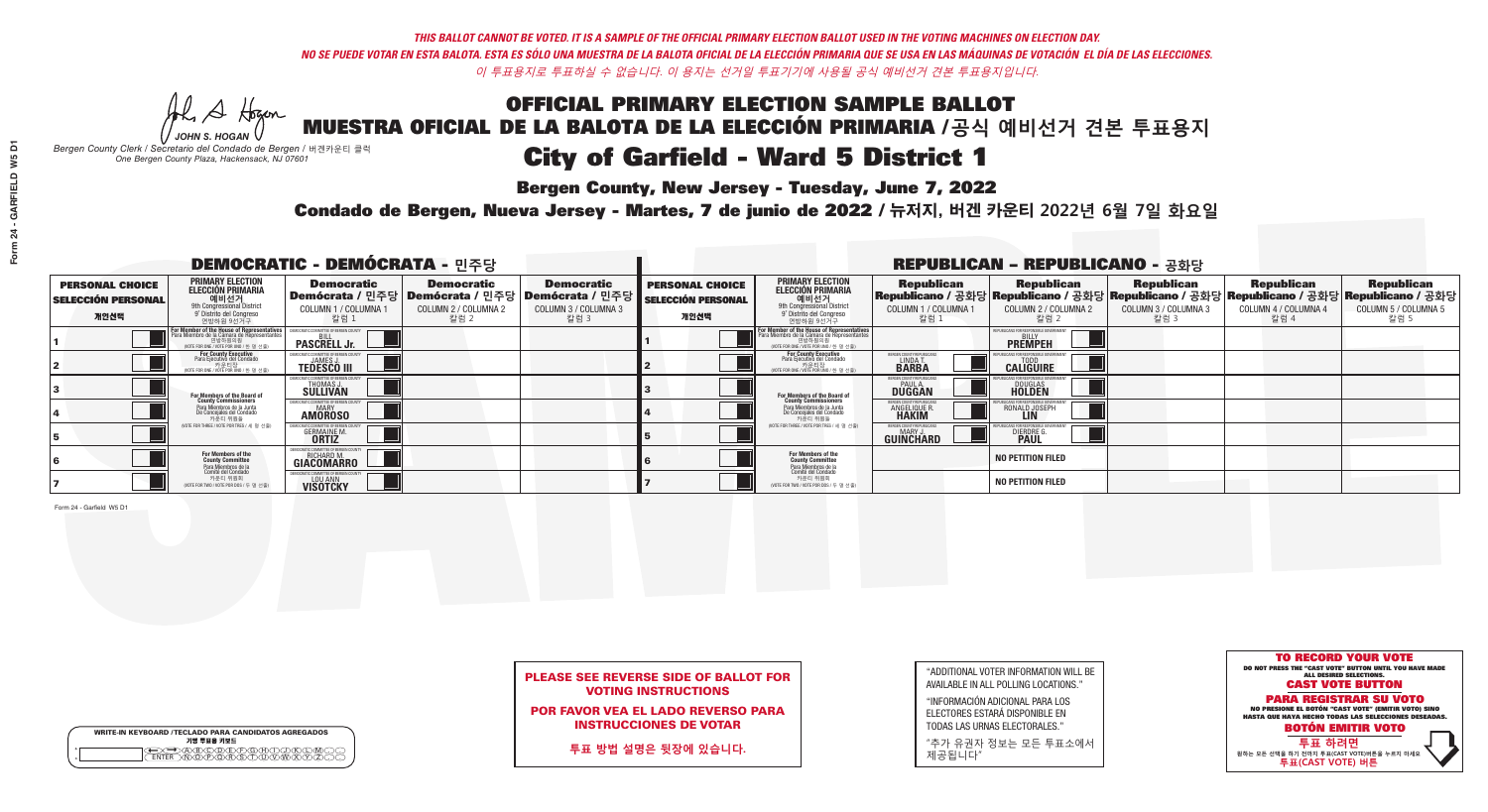THIS BALLOT CANNOT BE VOTED. IT IS A SAMPLE OF THE OFFICIAL PRIMARY ELECTION BALLOT USED IN THE VOTING MACHINES ON ELECTION DAY.
NO SE PUEDE VOTAR EN ESTA BALOTA. ESTA ES SÓLO UNA MUESTRA DE LA BALOTA OFICIAL DE LA ELECCIÓN PRIMARIA QUE SE USA EN LAS MÁQUINAS DE VOTACIÓN EL DÍA DE LAS ELECCIONES.
이 투표용지로 투표하실 수 없습니다. 이 용지는 선거일 투표기기에 사용될 공식 예비선거 견본 투표용지입니다.

JOHN S. HOGAN
*Bergen County Clerk / Secretario del Condado de Bergen / 버겐카운티 클럭*
*One Bergen County Plaza, Hackensack, NJ 07601*

# OFFICIAL PRIMARY ELECTION SAMPLE BALLOT
# MUESTRA OFICIAL DE LA BALOTA DE LA ELECCIÓN PRIMARIA /공식 예비선거 견본 투표용지
# City of Garfield - Ward 5 District 1

**Bergen County, New Jersey - Tuesday, June 7, 2022**
**Condado de Bergen, Nueva Jersey - Martes, 7 de junio de 2022 / 뉴저지, 버겐 카운티 2022년 6월 7일 화요일**

## DEMOCRATIC - DEMÓCRATA - 민주당

| PERSONAL CHOICE / SELECCIÓN PERSONAL / 개인선택 | PRIMARY ELECTION / ELECCIÓN PRIMARIA / 예비선거 (9th Congressional District / 9° Distrito del Congreso / 연방하원 9선거구) | Democratic / Demócrata / 민주당 COLUMN 1 / COLUMNA 1 / 칼럼 1 | Democratic / Demócrata / 민주당 COLUMN 2 / COLUMNA 2 / 칼럼 2 | Democratic / Demócrata / 민주당 COLUMN 3 / COLUMNA 3 / 칼럼 3 |
|---|---|---|---|---|
| 1 | For Member of the House of Representatives / Para Miembro de la Cámara de Representantes / 연방하원의원 (VOTE FOR ONE / VOTE POR UNO / 한 명 선출) | BILL PASCRELL Jr. | | |
| 2 | For County Executive / Para Ejecutivo del Condado / 카운티장 (VOTE FOR ONE / VOTE POR UNO / 한 명 선출) | JAMES J. TEDESCO III | | |
| 3 | For Members of the Board of County Commissioners / Para Miembros de la Junta De Concejales del Condado / 카운티 위원들 (VOTE FOR THREE / VOTE POR TRES / 세 명 선출) | THOMAS J. SULLIVAN | | |
| 4 | | MARY AMOROSO | | |
| 5 | | GERMAINE M. ORTIZ | | |
| 6 | For Members of the County Committee / Para Miembros de la Comité del Condado / 카운티 위원회 (VOTE FOR TWO / VOTE POR DOS / 두 명 선출) | RICHARD M. GIACOMARRO | | |
| 7 | | LOU ANN VISOTCKY | | |

## REPUBLICAN - REPUBLICANO - 공화당

| PERSONAL CHOICE / SELECCIÓN PERSONAL / 개인선택 | PRIMARY ELECTION / ELECCIÓN PRIMARIA / 예비선거 (9th Congressional District / 9° Distrito del Congreso / 연방하원 9선거구) | Republican / Republicano / 공화당 COLUMN 1 / COLUMNA 1 / 칼럼 1 | Republican / Republicano / 공화당 COLUMN 2 / COLUMNA 2 / 칼럼 2 | Republican / Republicano / 공화당 COLUMN 3 / COLUMNA 3 / 칼럼 3 | Republican / Republicano / 공화당 COLUMN 4 / COLUMNA 4 / 칼럼 4 | Republican / Republicano / 공화당 COLUMN 5 / COLUMNA 5 / 칼럼 5 |
|---|---|---|---|---|---|---|
| 1 | For Member of the House of Representatives / Para Miembro de la Cámara de Representantes / 연방하원의원 (VOTE FOR ONE / VOTE POR UNO / 한 명 선출) | | BILLY PREMPEH | | | |
| 2 | For County Executive / Para Ejecutivo del Condado / 카운티장 (VOTE FOR ONE / VOTE POR UNO / 한 명 선출) | LINDA T. BARBA | TODD CALIGUIRE | | | |
| 3 | For Members of the Board of County Commissioners / Para Miembros de la Junta De Concejales del Condado / 카운티 위원들 (VOTE FOR THREE / VOTE POR TRES / 세 명 선출) | PAUL A. DUGGAN | DOUGLAS HOLDEN | | | |
| 4 | | ANGELIQUE R. HAKIM | RONALD JOSEPH LIN | | | |
| 5 | | MARY J. GUINCHARD | DIERDRE G. PAUL | | | |
| 6 | For Members of the County Committee / Para Miembros de la Comité del Condado / 카운티 위원회 (VOTE FOR TWO / VOTE POR DOS / 두 명 선출) | | NO PETITION FILED | | | |
| 7 | | | NO PETITION FILED | | | |

Form 24 - Garfield W5 D1

**PLEASE SEE REVERSE SIDE OF BALLOT FOR VOTING INSTRUCTIONS**

**POR FAVOR VEA EL LADO REVERSO PARA INSTRUCCIONES DE VOTAR**

**투표 방법 설명은 뒷장에 있습니다.**

"ADDITIONAL VOTER INFORMATION WILL BE AVAILABLE IN ALL POLLING LOCATIONS."

"INFORMACIÓN ADICIONAL PARA LOS ELECTORES ESTARÁ DISPONIBLE EN TODAS LAS URNAS ELECTORALES."

"추가 유권자 정보는 모든 투표소에서 제공됩니다"

WRITE-IN KEYBOARD /TECLADO PARA CANDIDATOS AGREGADOS
기명 투표용 키보드

**TO RECORD YOUR VOTE**
DO NOT PRESS THE "CAST VOTE" BUTTON UNTIL YOU HAVE MADE ALL DESIRED SELECTIONS.
**CAST VOTE BUTTON**

**PARA REGISTRAR SU VOTO**
NO PRESIONE EL BOTÓN "CAST VOTE" (EMITIR VOTO) SINO HASTA QUE HAYA HECHO TODAS LAS SELECCIONES DESEADAS.
**BOTÓN EMITIR VOTO**

**투표 하려면**
원하는 모든 선택을 하기 전까지 투표(CAST VOTE)버튼을 누르지 마세요.
**투표(CAST VOTE) 버튼**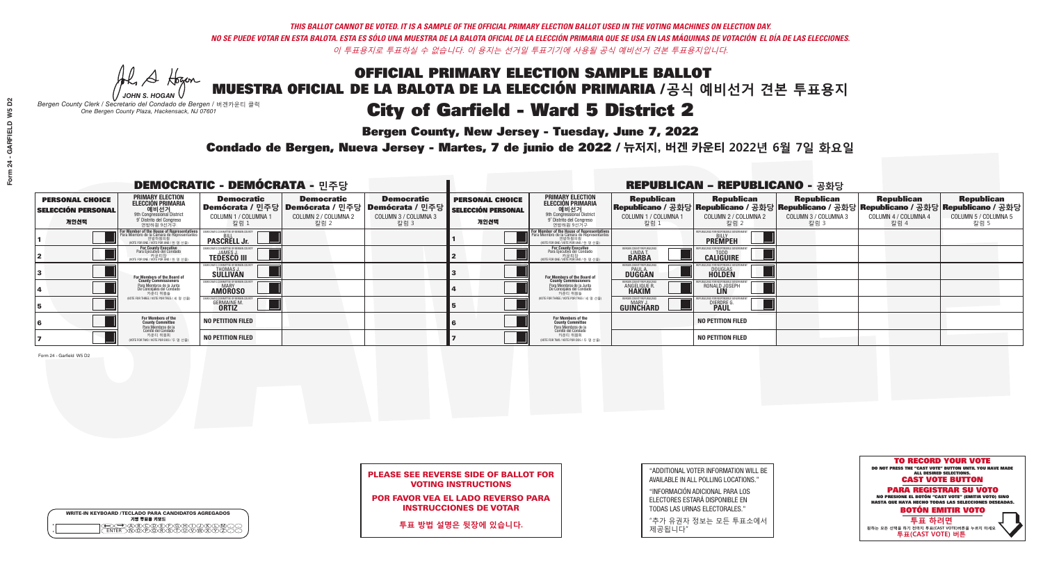*THIS BALLOT CANNOT BE VOTED. IT IS A SAMPLE OF THE OFFICIAL PRIMARY ELECTION BALLOT USED IN THE VOTING MACHINES ON ELECTION DAY.*
*NO SE PUEDE VOTAR EN ESTA BALOTA. ESTA ES SÓLO UNA MUESTRA DE LA BALOTA OFICIAL DE LA ELECCIÓN PRIMARIA QUE SE USA EN LAS MÁQUINAS DE VOTACIÓN EL DÍA DE LAS ELECCIONES.*
*이 투표용지로 투표하실 수 없습니다. 이 용지는 선거일 투표기기에 사용될 공식 예비선거 견본 투표용지입니다.*

JOHN S. HOGAN
*Bergen County Clerk / Secretario del Condado de Bergen / 버겐카운티 클럭*
*One Bergen County Plaza, Hackensack, NJ 07601*

# OFFICIAL PRIMARY ELECTION SAMPLE BALLOT
# MUESTRA OFICIAL DE LA BALOTA DE LA ELECCIÓN PRIMARIA /공식 예비선거 견본 투표용지
# City of Garfield - Ward 5 District 2

**Bergen County, New Jersey - Tuesday, June 7, 2022**

**Condado de Bergen, Nueva Jersey - Martes, 7 de junio de 2022 / 뉴저지, 버겐 카운티 2022년 6월 7일 화요일**

## DEMOCRATIC - DEMÓCRATA - 민주당

| PERSONAL CHOICE / SELECCIÓN PERSONAL / 개인선택 | PRIMARY ELECTION / ELECCIÓN PRIMARIA / 예비선거 (9th Congressional District / 9° Distrito del Congreso / 연방하원 9선거구) | Democratic / Demócrata / 민주당 COLUMN 1 / COLUMNA 1 / 칼럼 1 | Democratic / Demócrata / 민주당 COLUMN 2 / COLUMNA 2 / 칼럼 2 | Democratic / Demócrata / 민주당 COLUMN 3 / COLUMNA 3 / 칼럼 3 |
|---|---|---|---|---|
| 1 | For Member of the House of Representatives / Para Miembro de la Cámara de Representantes / 연방하원의원 (VOTE FOR ONE / VOTE POR UNO / 한 명 선출) | BILL PASCRELL Jr. | | |
| 2 | For County Executive / Para Ejecutivo del Condado / 카운티장 (VOTE FOR ONE / VOTE POR UNO / 한 명 선출) | JAMES J. TEDESCO III | | |
| 3 | For Members of the Board of County Commissioners / Para Miembros de la Junta De Concejales del Condado / 카운티 위원들 (VOTE FOR THREE / VOTE POR TRES / 세 명 선출) | THOMAS J. SULLIVAN | | |
| 4 | | MARY AMOROSO | | |
| 5 | | GERMAINE M. ORTIZ | | |
| 6 | For Members of the County Committee / Para Miembros de la Comité del Condado / 카운티 위원회 (VOTE FOR TWO / VOTE POR DOS / 두 명 선출) | NO PETITION FILED | | |
| 7 | | NO PETITION FILED | | |

## REPUBLICAN - REPUBLICANO - 공화당

| PERSONAL CHOICE / SELECCIÓN PERSONAL / 개인선택 | PRIMARY ELECTION / ELECCIÓN PRIMARIA / 예비선거 (9th Congressional District / 9° Distrito del Congreso / 연방하원 9선거구) | Republican / Republicano / 공화당 COLUMN 1 / COLUMNA 1 / 칼럼 1 | Republican / Republicano / 공화당 COLUMN 2 / COLUMNA 2 / 칼럼 2 | Republican / Republicano / 공화당 COLUMN 3 / COLUMNA 3 / 칼럼 3 | Republican / Republicano / 공화당 COLUMN 4 / COLUMNA 4 / 칼럼 4 | Republican / Republicano / 공화당 COLUMN 5 / COLUMNA 5 / 칼럼 5 |
|---|---|---|---|---|---|---|
| 1 | For Member of the House of Representatives / Para Miembro de la Cámara de Representantes / 연방하원의원 (VOTE FOR ONE / VOTE POR UNO / 한 명 선출) | | BILLY PREMPEH | | | |
| 2 | For County Executive / Para Ejecutivo del Condado / 카운티장 (VOTE FOR ONE / VOTE POR UNO / 한 명 선출) | LINDA T. BARBA | TODD CALIGUIRE | | | |
| 3 | For Members of the Board of County Commissioners / Para Miembros de la Junta De Concejales del Condado / 카운티 위원들 (VOTE FOR THREE / VOTE POR TRES / 세 명 선출) | PAUL A. DUGGAN | DOUGLAS HOLDEN | | | |
| 4 | | ANGELIQUE R. HAKIM | RONALD JOSEPH LIN | | | |
| 5 | | MARY J. GUINCHARD | DIERDRE G. PAUL | | | |
| 6 | For Members of the County Committee / Para Miembros de la Comité del Condado / 카운티 위원회 (VOTE FOR TWO / VOTE POR DOS / 두 명 선출) | | NO PETITION FILED | | | |
| 7 | | | NO PETITION FILED | | | |

Form 24 - Garfield W5 D2

**PLEASE SEE REVERSE SIDE OF BALLOT FOR VOTING INSTRUCTIONS**

**POR FAVOR VEA EL LADO REVERSO PARA INSTRUCCIONES DE VOTAR**

**투표 방법 설명은 뒷장에 있습니다.**

"ADDITIONAL VOTER INFORMATION WILL BE AVAILABLE IN ALL POLLING LOCATIONS."

"INFORMACIÓN ADICIONAL PARA LOS ELECTORES ESTARÁ DISPONIBLE EN TODAS LAS URNAS ELECTORALES."

"추가 유권자 정보는 모든 투표소에서 제공됩니다"

WRITE-IN KEYBOARD /TECLADO PARA CANDIDATOS AGREGADOS
기명 투표용 키보드

**TO RECORD YOUR VOTE**
DO NOT PRESS THE "CAST VOTE" BUTTON UNTIL YOU HAVE MADE ALL DESIRED SELECTIONS.
**CAST VOTE BUTTON**

**PARA REGISTRAR SU VOTO**
NO PRESIONE EL BOTÓN "CAST VOTE" (EMITIR VOTO) SINO HASTA QUE HAYA HECHO TODAS LAS SELECCIONES DESEADAS.
**BOTÓN EMITIR VOTO**

**투표 하려면**
원하는 모든 선택을 하기 전까지 투표(CAST VOTE)버튼을 누르지 마세요.
**투표(CAST VOTE) 버튼**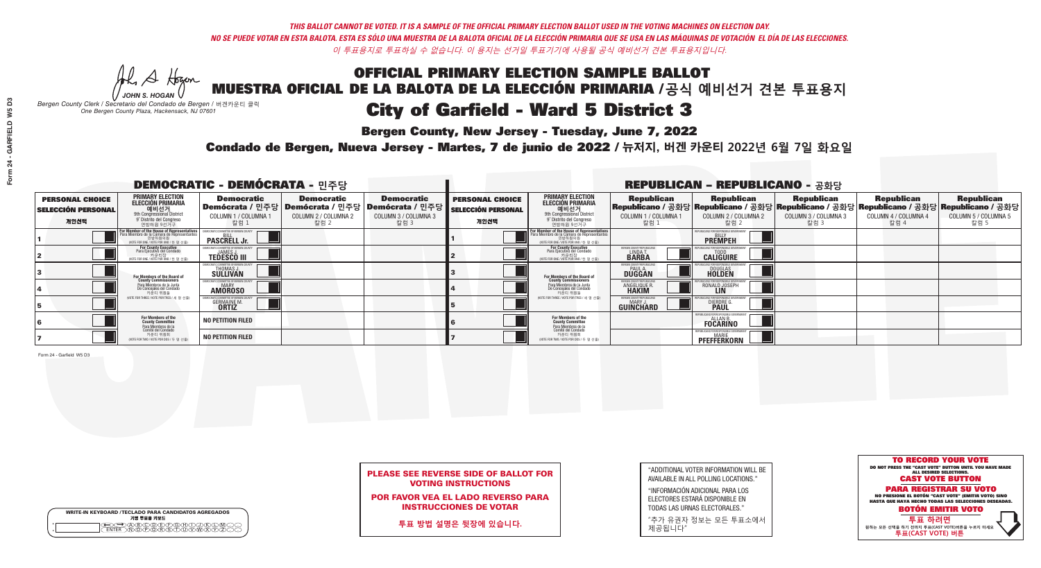*THIS BALLOT CANNOT BE VOTED. IT IS A SAMPLE OF THE OFFICIAL PRIMARY ELECTION BALLOT USED IN THE VOTING MACHINES ON ELECTION DAY.*
*NO SE PUEDE VOTAR EN ESTA BALOTA. ESTA ES SÓLO UNA MUESTRA DE LA BALOTA OFICIAL DE LA ELECCIÓN PRIMARIA QUE SE USA EN LAS MÁQUINAS DE VOTACIÓN EL DÍA DE LAS ELECCIONES.*
*이 투표용지로 투표하실 수 없습니다. 이 용지는 선거일 투표기기에 사용될 공식 예비선거 견본 투표용지입니다.*

JOHN S. HOGAN
*Bergen County Clerk / Secretario del Condado de Bergen / 버겐카운티 클럭*
*One Bergen County Plaza, Hackensack, NJ 07601*

# OFFICIAL PRIMARY ELECTION SAMPLE BALLOT
# MUESTRA OFICIAL DE LA BALOTA DE LA ELECCIÓN PRIMARIA /공식 예비선거 견본 투표용지
# City of Garfield - Ward 5 District 3

**Bergen County, New Jersey - Tuesday, June 7, 2022**

**Condado de Bergen, Nueva Jersey - Martes, 7 de junio de 2022 / 뉴저지, 버겐 카운티 2022년 6월 7일 화요일**

## DEMOCRATIC - DEMÓCRATA - 민주당

| PERSONAL CHOICE / SELECCIÓN PERSONAL / 개인선택 | PRIMARY ELECTION / ELECCIÓN PRIMARIA / 예비선거 | Democratic / Demócrata / 민주당 COLUMN 1 / COLUMNA 1 / 칼럼 1 | Democratic / Demócrata / 민주당 COLUMN 2 / COLUMNA 2 / 칼럼 2 | Democratic / Demócrata / 민주당 COLUMN 3 / COLUMNA 3 / 칼럼 3 |
|---|---|---|---|---|
| 1 | For Member of the House of Representatives / Para Miembro de la Cámara de Representantes / 연방하원의원 (9th Congressional District / 9° Distrito del Congreso / 연방하원 9선거구) (VOTE FOR ONE / VOTE POR UNO / 한 명 선출) | BILL PASCRELL Jr. | | |
| 2 | For County Executive / Para Ejecutivo del Condado / 카운티장 (VOTE FOR ONE / VOTE POR UNO / 한 명 선출) | JAMES J. TEDESCO III | | |
| 3 | For Members of the Board of County Commissioners / Para Miembros de la Junta De Concejales del Condado / 카운티 위원들 (VOTE FOR THREE / VOTE POR TRES / 세 명 선출) | THOMAS J. SULLIVAN | | |
| 4 | | MARY AMOROSO | | |
| 5 | | GERMAINE M. ORTIZ | | |
| 6 | For Members of the County Committee / Para Miembros de la Comité del Condado / 카운티 위원회 (VOTE FOR TWO / VOTE POR DOS / 두 명 선출) | NO PETITION FILED | | |
| 7 | | NO PETITION FILED | | |

## REPUBLICAN - REPUBLICANO - 공화당

| PERSONAL CHOICE / SELECCIÓN PERSONAL / 개인선택 | PRIMARY ELECTION / ELECCIÓN PRIMARIA / 예비선거 | Republican / Republicano / 공화당 COLUMN 1 / COLUMNA 1 / 칼럼 1 | Republican / Republicano / 공화당 COLUMN 2 / COLUMNA 2 / 칼럼 2 | Republican / Republicano / 공화당 COLUMN 3 / COLUMNA 3 / 칼럼 3 | Republican / Republicano / 공화당 COLUMN 4 / COLUMNA 4 / 칼럼 4 | Republican / Republicano / 공화당 COLUMN 5 / COLUMNA 5 / 칼럼 5 |
|---|---|---|---|---|---|---|
| 1 | For Member of the House of Representatives / Para Miembro de la Cámara de Representantes / 연방하원의원 (9th Congressional District / 9° Distrito del Congreso / 연방하원 9선거구) (VOTE FOR ONE / VOTE POR UNO / 한 명 선출) | | BILLY PREMPEH | | | |
| 2 | For County Executive / Para Ejecutivo del Condado / 카운티장 (VOTE FOR ONE / VOTE POR UNO / 한 명 선출) | LINDA T. BARBA | TODD CALIGUIRE | | | |
| 3 | For Members of the Board of County Commissioners / Para Miembros de la Junta De Concejales del Condado / 카운티 위원들 (VOTE FOR THREE / VOTE POR TRES / 세 명 선출) | PAUL A. DUGGAN | DOUGLAS HOLDEN | | | |
| 4 | | ANGELIQUE R. HAKIM | RONALD JOSEPH LIN | | | |
| 5 | | MARY J. GUINCHARD | DIERDRE G. PAUL | | | |
| 6 | For Members of the County Committee / Para Miembros de la Comité del Condado / 카운티 위원회 (VOTE FOR TWO / VOTE POR DOS / 두 명 선출) | | ALLAN B. FOCARINO | | | |
| 7 | | | MARIE PFEFFERKORN | | | |

Form 24 - Garfield W5 D3

**PLEASE SEE REVERSE SIDE OF BALLOT FOR VOTING INSTRUCTIONS**

**POR FAVOR VEA EL LADO REVERSO PARA INSTRUCCIONES DE VOTAR**

**투표 방법 설명은 뒷장에 있습니다.**

"ADDITIONAL VOTER INFORMATION WILL BE AVAILABLE IN ALL POLLING LOCATIONS."

"INFORMACIÓN ADICIONAL PARA LOS ELECTORES ESTARÁ DISPONIBLE EN TODAS LAS URNAS ELECTORALES."

"추가 유권자 정보는 모든 투표소에서 제공됩니다"

WRITE-IN KEYBOARD /TECLADO PARA CANDIDATOS AGREGADOS
기명 투표용 키보드

**TO RECORD YOUR VOTE**
DO NOT PRESS THE "CAST VOTE" BUTTON UNTIL YOU HAVE MADE ALL DESIRED SELECTIONS.
**CAST VOTE BUTTON**

**PARA REGISTRAR SU VOTO**
NO PRESIONE EL BOTÓN "CAST VOTE" (EMITIR VOTO) SINO HASTA QUE HAYA HECHO TODAS LAS SELECCIONES DESEADAS.
**BOTÓN EMITIR VOTO**

**투표 하려면**
원하는 모든 선택을 하기 전까지 투표(CAST VOTE)버튼을 누르지 마세요.
**투표(CAST VOTE) 버튼**